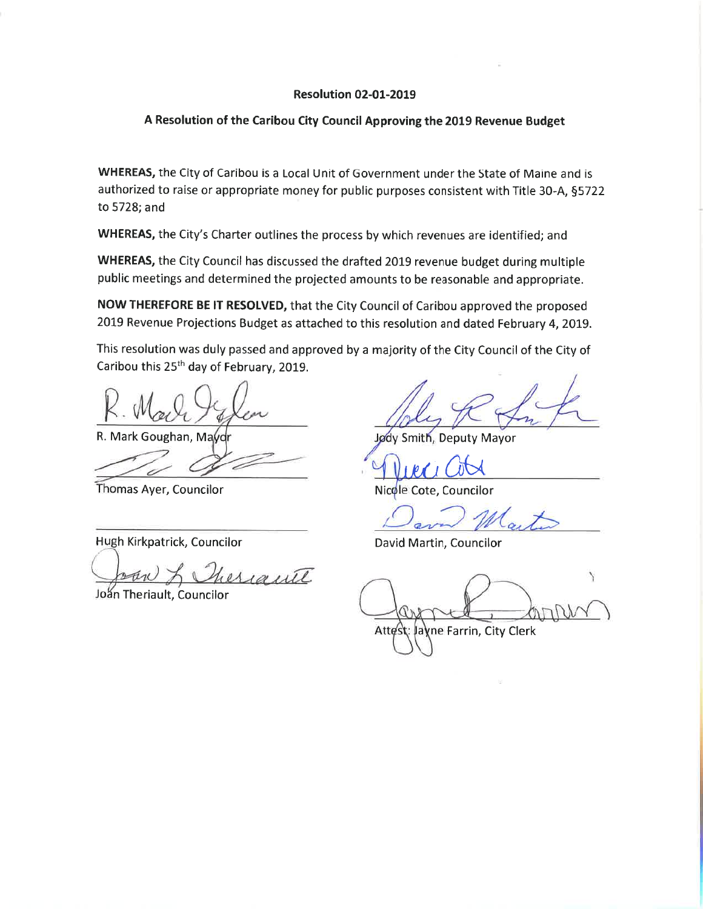**Resolution 02-01-2019**

**A Resolution of the Caribou City Council Approving the 2019 Revenue Budget**

**WHEREAS,** the City of Caribou is a Local Unit of Government under the State of Maine and is authorized to raise or appropriate money for public purposes consistent with Title 30-A, §5722 to 5728; and

**WHEREAS,** the City's Charter outlines the process by which revenues are identified; and

**WHEREAS,** the City Council has discussed the drafted 2019 revenue budget during multiple public meetings and determined the projected amounts to be reasonable and appropriate.

**NOW THEREFORE BE IT RESOLVED,** that the City Council of Caribou approved the proposed 2019 Revenue Projections Budget as attached to this resolution and dated February 4, 2019.

This resolution was duly passed and approved by a majority of the City Council of the City of Caribou this 25th day of February, 2019.

R. Mark Goughan, Mayor

Jody Smith, Deputy Mayor

Thomas Ayer, Councilor

Nicole Cote, Councilor

Hugh Kirkpatrick, Councilor

David Martin, Councilor

Joan Theriault, Councilor

Attest: Jayne Farrin, City Clerk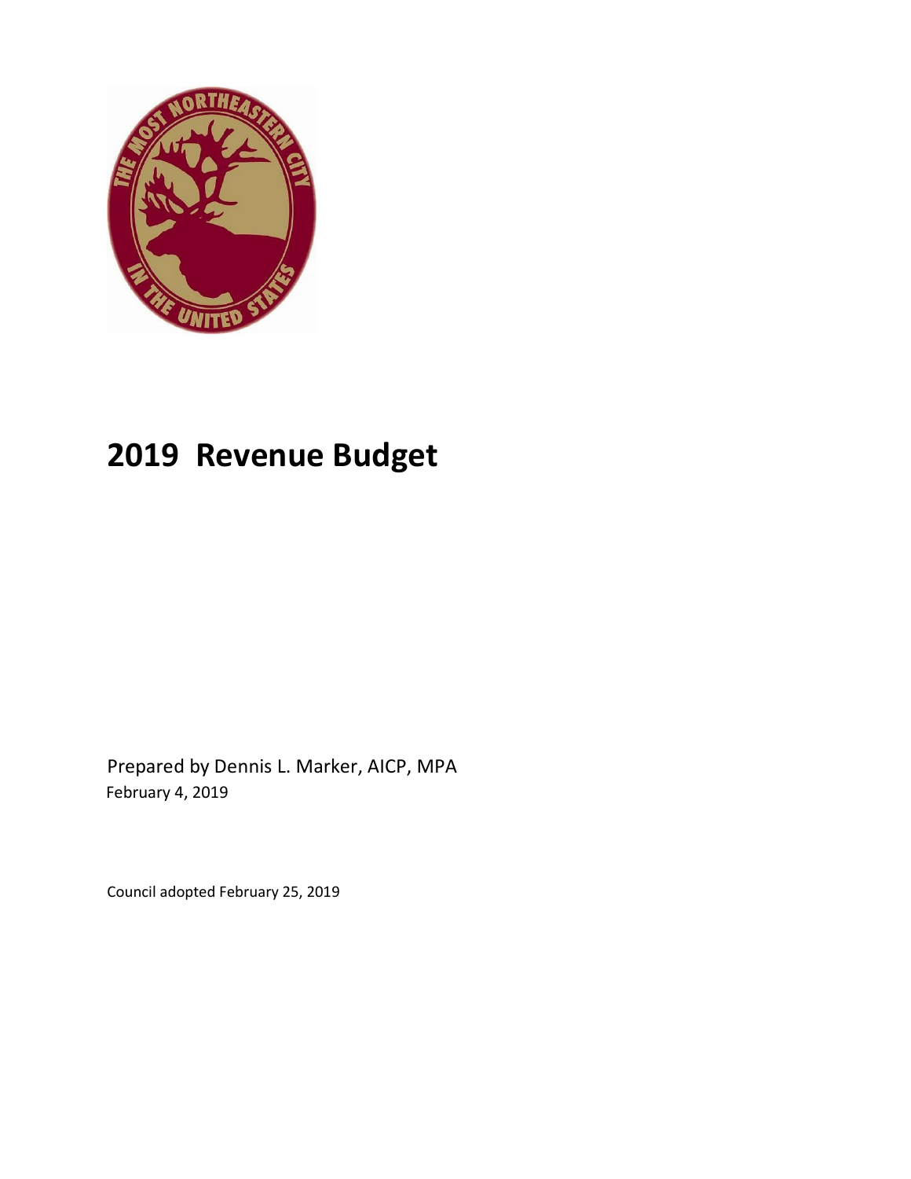# 2019 Revenue Budget

Prepared by Dennis L. Marker, AICP, MPA
February 4, 2019

Council adopted February 25, 2019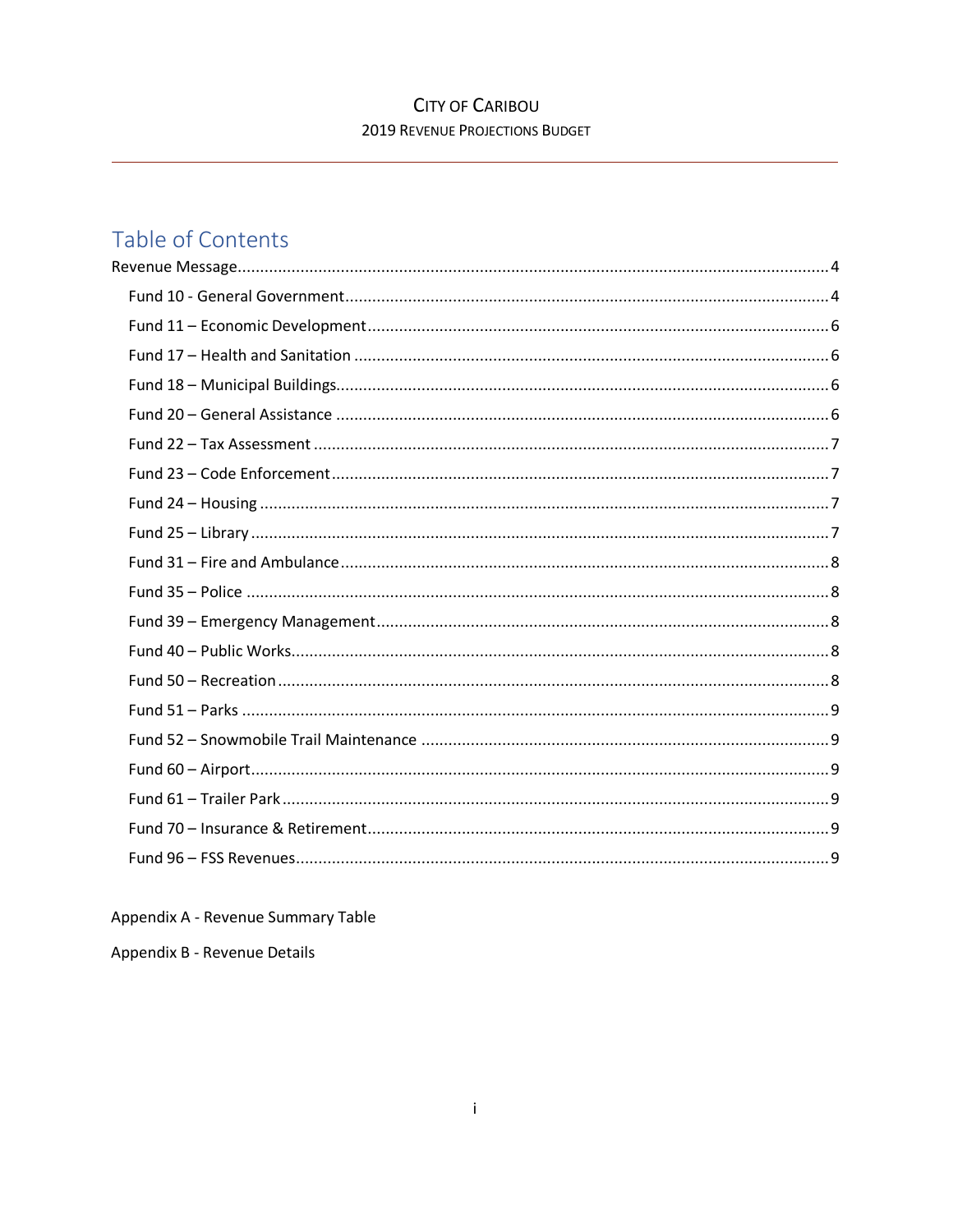# Table of Contents

Revenue Message .......... 4

- Fund 10 - General Government .......... 4
- Fund 11 – Economic Development .......... 6
- Fund 17 – Health and Sanitation .......... 6
- Fund 18 – Municipal Buildings .......... 6
- Fund 20 – General Assistance .......... 6
- Fund 22 – Tax Assessment .......... 7
- Fund 23 – Code Enforcement .......... 7
- Fund 24 – Housing .......... 7
- Fund 25 – Library .......... 7
- Fund 31 – Fire and Ambulance .......... 8
- Fund 35 – Police .......... 8
- Fund 39 – Emergency Management .......... 8
- Fund 40 – Public Works .......... 8
- Fund 50 – Recreation .......... 8
- Fund 51 – Parks .......... 9
- Fund 52 – Snowmobile Trail Maintenance .......... 9
- Fund 60 – Airport .......... 9
- Fund 61 – Trailer Park .......... 9
- Fund 70 – Insurance & Retirement .......... 9
- Fund 96 – FSS Revenues .......... 9

Appendix A - Revenue Summary Table

Appendix B - Revenue Details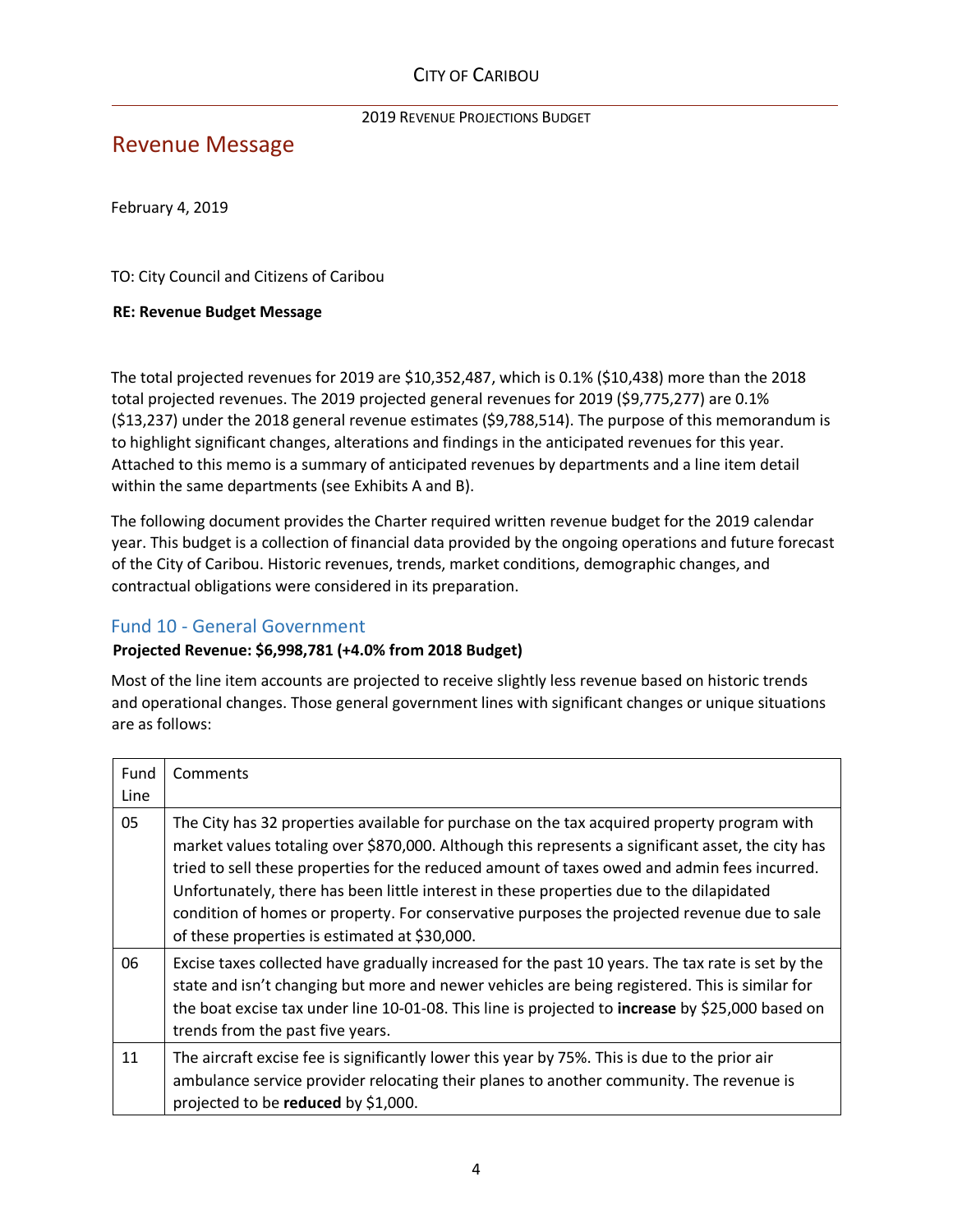## Revenue Message

February 4, 2019

TO: City Council and Citizens of Caribou

**RE: Revenue Budget Message**

The total projected revenues for 2019 are $10,352,487, which is 0.1% ($10,438) more than the 2018 total projected revenues. The 2019 projected general revenues for 2019 ($9,775,277) are 0.1% ($13,237) under the 2018 general revenue estimates ($9,788,514). The purpose of this memorandum is to highlight significant changes, alterations and findings in the anticipated revenues for this year. Attached to this memo is a summary of anticipated revenues by departments and a line item detail within the same departments (see Exhibits A and B).

The following document provides the Charter required written revenue budget for the 2019 calendar year. This budget is a collection of financial data provided by the ongoing operations and future forecast of the City of Caribou. Historic revenues, trends, market conditions, demographic changes, and contractual obligations were considered in its preparation.

### Fund 10 - General Government

**Projected Revenue: $6,998,781 (+4.0% from 2018 Budget)**

Most of the line item accounts are projected to receive slightly less revenue based on historic trends and operational changes. Those general government lines with significant changes or unique situations are as follows:

| Fund Line | Comments |
|---|---|
| 05 | The City has 32 properties available for purchase on the tax acquired property program with market values totaling over $870,000. Although this represents a significant asset, the city has tried to sell these properties for the reduced amount of taxes owed and admin fees incurred. Unfortunately, there has been little interest in these properties due to the dilapidated condition of homes or property. For conservative purposes the projected revenue due to sale of these properties is estimated at $30,000. |
| 06 | Excise taxes collected have gradually increased for the past 10 years. The tax rate is set by the state and isn't changing but more and newer vehicles are being registered. This is similar for the boat excise tax under line 10-01-08. This line is projected to **increase** by $25,000 based on trends from the past five years. |
| 11 | The aircraft excise fee is significantly lower this year by 75%. This is due to the prior air ambulance service provider relocating their planes to another community. The revenue is projected to be **reduced** by $1,000. |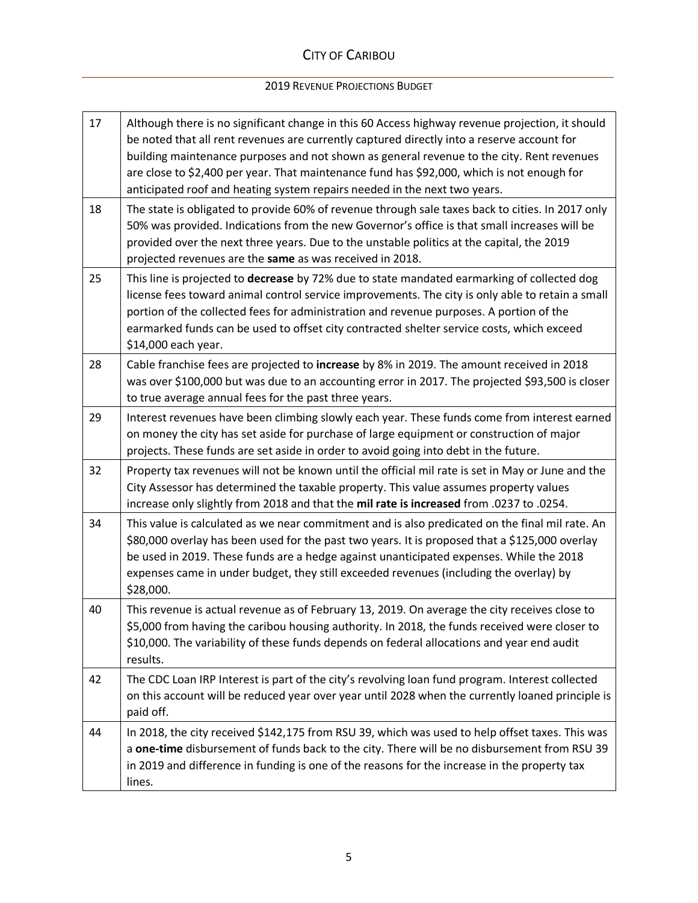| | |
|---|---|
| 17 | Although there is no significant change in this 60 Access highway revenue projection, it should be noted that all rent revenues are currently captured directly into a reserve account for building maintenance purposes and not shown as general revenue to the city. Rent revenues are close to $2,400 per year. That maintenance fund has $92,000, which is not enough for anticipated roof and heating system repairs needed in the next two years. |
| 18 | The state is obligated to provide 60% of revenue through sale taxes back to cities. In 2017 only 50% was provided. Indications from the new Governor's office is that small increases will be provided over the next three years. Due to the unstable politics at the capital, the 2019 projected revenues are the **same** as was received in 2018. |
| 25 | This line is projected to **decrease** by 72% due to state mandated earmarking of collected dog license fees toward animal control service improvements. The city is only able to retain a small portion of the collected fees for administration and revenue purposes. A portion of the earmarked funds can be used to offset city contracted shelter service costs, which exceed $14,000 each year. |
| 28 | Cable franchise fees are projected to **increase** by 8% in 2019. The amount received in 2018 was over $100,000 but was due to an accounting error in 2017. The projected $93,500 is closer to true average annual fees for the past three years. |
| 29 | Interest revenues have been climbing slowly each year. These funds come from interest earned on money the city has set aside for purchase of large equipment or construction of major projects. These funds are set aside in order to avoid going into debt in the future. |
| 32 | Property tax revenues will not be known until the official mil rate is set in May or June and the City Assessor has determined the taxable property. This value assumes property values increase only slightly from 2018 and that the **mil rate is increased** from .0237 to .0254. |
| 34 | This value is calculated as we near commitment and is also predicated on the final mil rate. An $80,000 overlay has been used for the past two years. It is proposed that a $125,000 overlay be used in 2019. These funds are a hedge against unanticipated expenses. While the 2018 expenses came in under budget, they still exceeded revenues (including the overlay) by $28,000. |
| 40 | This revenue is actual revenue as of February 13, 2019. On average the city receives close to $5,000 from having the caribou housing authority. In 2018, the funds received were closer to $10,000. The variability of these funds depends on federal allocations and year end audit results. |
| 42 | The CDC Loan IRP Interest is part of the city's revolving loan fund program. Interest collected on this account will be reduced year over year until 2028 when the currently loaned principle is paid off. |
| 44 | In 2018, the city received $142,175 from RSU 39, which was used to help offset taxes. This was a **one-time** disbursement of funds back to the city. There will be no disbursement from RSU 39 in 2019 and difference in funding is one of the reasons for the increase in the property tax lines. |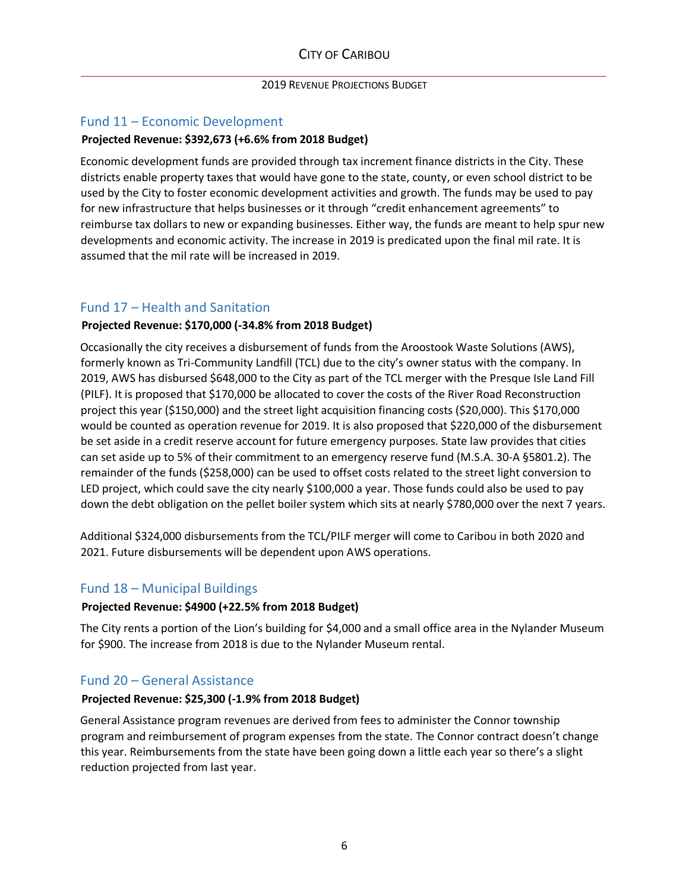## Fund 11 – Economic Development

**Projected Revenue: $392,673 (+6.6% from 2018 Budget)**

Economic development funds are provided through tax increment finance districts in the City. These districts enable property taxes that would have gone to the state, county, or even school district to be used by the City to foster economic development activities and growth. The funds may be used to pay for new infrastructure that helps businesses or it through "credit enhancement agreements" to reimburse tax dollars to new or expanding businesses. Either way, the funds are meant to help spur new developments and economic activity. The increase in 2019 is predicated upon the final mil rate. It is assumed that the mil rate will be increased in 2019.

## Fund 17 – Health and Sanitation

**Projected Revenue: $170,000 (-34.8% from 2018 Budget)**

Occasionally the city receives a disbursement of funds from the Aroostook Waste Solutions (AWS), formerly known as Tri-Community Landfill (TCL) due to the city's owner status with the company. In 2019, AWS has disbursed $648,000 to the City as part of the TCL merger with the Presque Isle Land Fill (PILF). It is proposed that $170,000 be allocated to cover the costs of the River Road Reconstruction project this year ($150,000) and the street light acquisition financing costs ($20,000). This $170,000 would be counted as operation revenue for 2019. It is also proposed that $220,000 of the disbursement be set aside in a credit reserve account for future emergency purposes. State law provides that cities can set aside up to 5% of their commitment to an emergency reserve fund (M.S.A. 30-A §5801.2). The remainder of the funds ($258,000) can be used to offset costs related to the street light conversion to LED project, which could save the city nearly $100,000 a year. Those funds could also be used to pay down the debt obligation on the pellet boiler system which sits at nearly $780,000 over the next 7 years.

Additional $324,000 disbursements from the TCL/PILF merger will come to Caribou in both 2020 and 2021. Future disbursements will be dependent upon AWS operations.

## Fund 18 – Municipal Buildings

**Projected Revenue: $4900 (+22.5% from 2018 Budget)**

The City rents a portion of the Lion's building for $4,000 and a small office area in the Nylander Museum for $900. The increase from 2018 is due to the Nylander Museum rental.

## Fund 20 – General Assistance

**Projected Revenue: $25,300 (-1.9% from 2018 Budget)**

General Assistance program revenues are derived from fees to administer the Connor township program and reimbursement of program expenses from the state. The Connor contract doesn't change this year. Reimbursements from the state have been going down a little each year so there's a slight reduction projected from last year.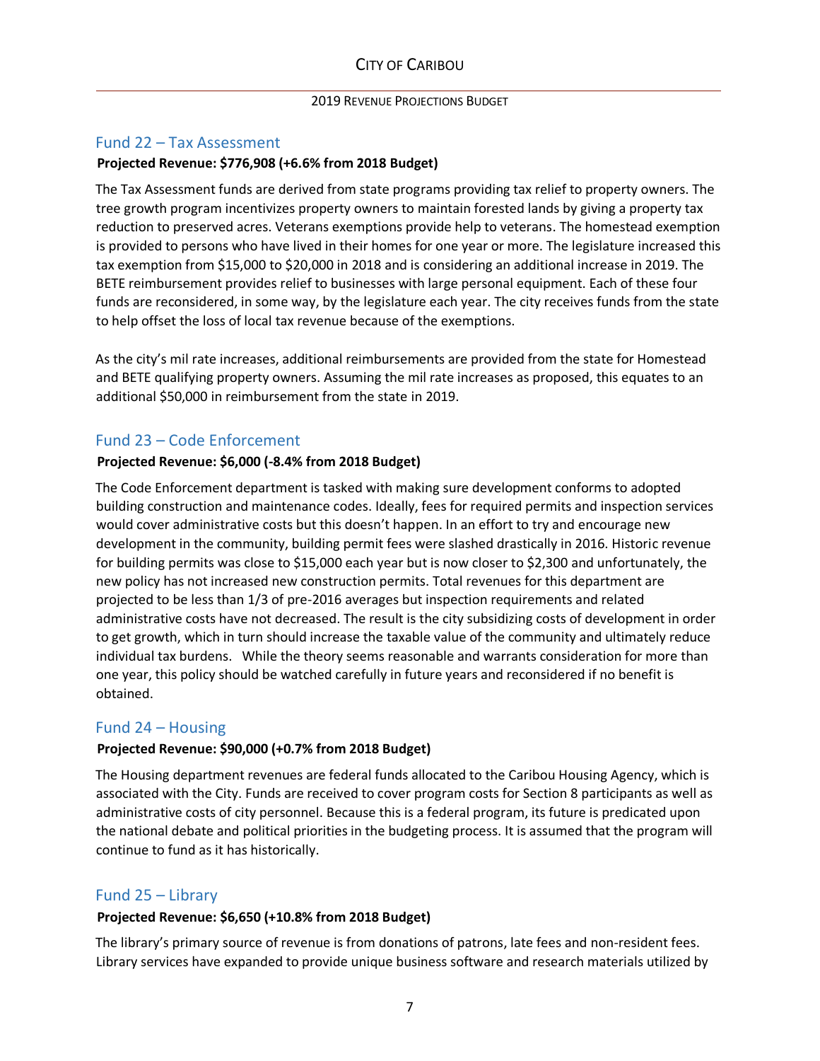## Fund 22 – Tax Assessment

**Projected Revenue: $776,908 (+6.6% from 2018 Budget)**

The Tax Assessment funds are derived from state programs providing tax relief to property owners. The tree growth program incentivizes property owners to maintain forested lands by giving a property tax reduction to preserved acres. Veterans exemptions provide help to veterans. The homestead exemption is provided to persons who have lived in their homes for one year or more. The legislature increased this tax exemption from $15,000 to $20,000 in 2018 and is considering an additional increase in 2019. The BETE reimbursement provides relief to businesses with large personal equipment. Each of these four funds are reconsidered, in some way, by the legislature each year. The city receives funds from the state to help offset the loss of local tax revenue because of the exemptions.

As the city's mil rate increases, additional reimbursements are provided from the state for Homestead and BETE qualifying property owners. Assuming the mil rate increases as proposed, this equates to an additional $50,000 in reimbursement from the state in 2019.

## Fund 23 – Code Enforcement

**Projected Revenue: $6,000 (-8.4% from 2018 Budget)**

The Code Enforcement department is tasked with making sure development conforms to adopted building construction and maintenance codes. Ideally, fees for required permits and inspection services would cover administrative costs but this doesn't happen. In an effort to try and encourage new development in the community, building permit fees were slashed drastically in 2016. Historic revenue for building permits was close to $15,000 each year but is now closer to $2,300 and unfortunately, the new policy has not increased new construction permits. Total revenues for this department are projected to be less than 1/3 of pre-2016 averages but inspection requirements and related administrative costs have not decreased. The result is the city subsidizing costs of development in order to get growth, which in turn should increase the taxable value of the community and ultimately reduce individual tax burdens. While the theory seems reasonable and warrants consideration for more than one year, this policy should be watched carefully in future years and reconsidered if no benefit is obtained.

## Fund 24 – Housing

**Projected Revenue: $90,000 (+0.7% from 2018 Budget)**

The Housing department revenues are federal funds allocated to the Caribou Housing Agency, which is associated with the City. Funds are received to cover program costs for Section 8 participants as well as administrative costs of city personnel. Because this is a federal program, its future is predicated upon the national debate and political priorities in the budgeting process. It is assumed that the program will continue to fund as it has historically.

## Fund 25 – Library

**Projected Revenue: $6,650 (+10.8% from 2018 Budget)**

The library's primary source of revenue is from donations of patrons, late fees and non-resident fees. Library services have expanded to provide unique business software and research materials utilized by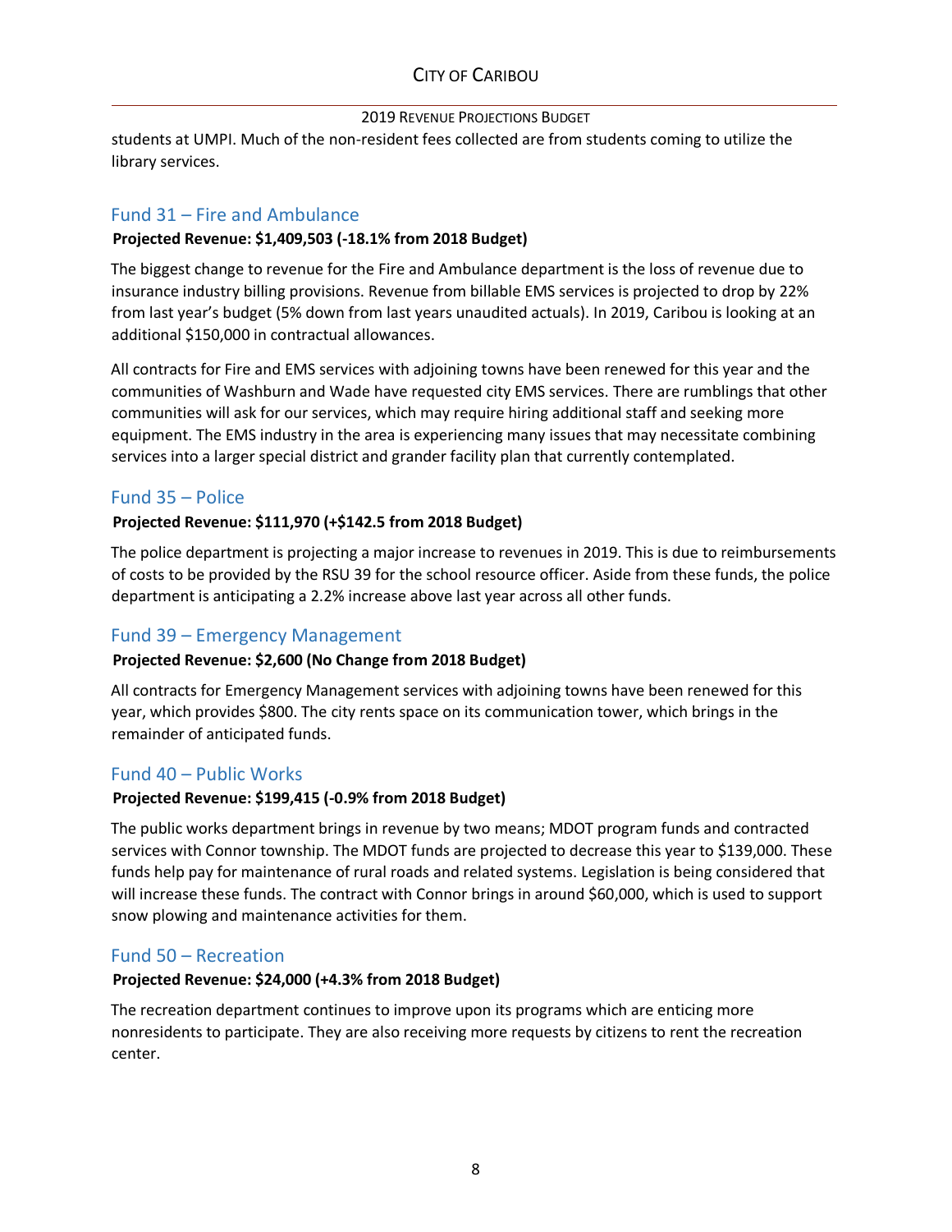students at UMPI. Much of the non-resident fees collected are from students coming to utilize the library services.

## Fund 31 – Fire and Ambulance

**Projected Revenue: $1,409,503 (-18.1% from 2018 Budget)**

The biggest change to revenue for the Fire and Ambulance department is the loss of revenue due to insurance industry billing provisions. Revenue from billable EMS services is projected to drop by 22% from last year's budget (5% down from last years unaudited actuals). In 2019, Caribou is looking at an additional $150,000 in contractual allowances.

All contracts for Fire and EMS services with adjoining towns have been renewed for this year and the communities of Washburn and Wade have requested city EMS services. There are rumblings that other communities will ask for our services, which may require hiring additional staff and seeking more equipment. The EMS industry in the area is experiencing many issues that may necessitate combining services into a larger special district and grander facility plan that currently contemplated.

## Fund 35 – Police

**Projected Revenue: $111,970 (+$142.5 from 2018 Budget)**

The police department is projecting a major increase to revenues in 2019. This is due to reimbursements of costs to be provided by the RSU 39 for the school resource officer. Aside from these funds, the police department is anticipating a 2.2% increase above last year across all other funds.

## Fund 39 – Emergency Management

**Projected Revenue: $2,600 (No Change from 2018 Budget)**

All contracts for Emergency Management services with adjoining towns have been renewed for this year, which provides $800. The city rents space on its communication tower, which brings in the remainder of anticipated funds.

## Fund 40 – Public Works

**Projected Revenue: $199,415 (-0.9% from 2018 Budget)**

The public works department brings in revenue by two means; MDOT program funds and contracted services with Connor township. The MDOT funds are projected to decrease this year to $139,000. These funds help pay for maintenance of rural roads and related systems. Legislation is being considered that will increase these funds. The contract with Connor brings in around $60,000, which is used to support snow plowing and maintenance activities for them.

## Fund 50 – Recreation

**Projected Revenue: $24,000 (+4.3% from 2018 Budget)**

The recreation department continues to improve upon its programs which are enticing more nonresidents to participate. They are also receiving more requests by citizens to rent the recreation center.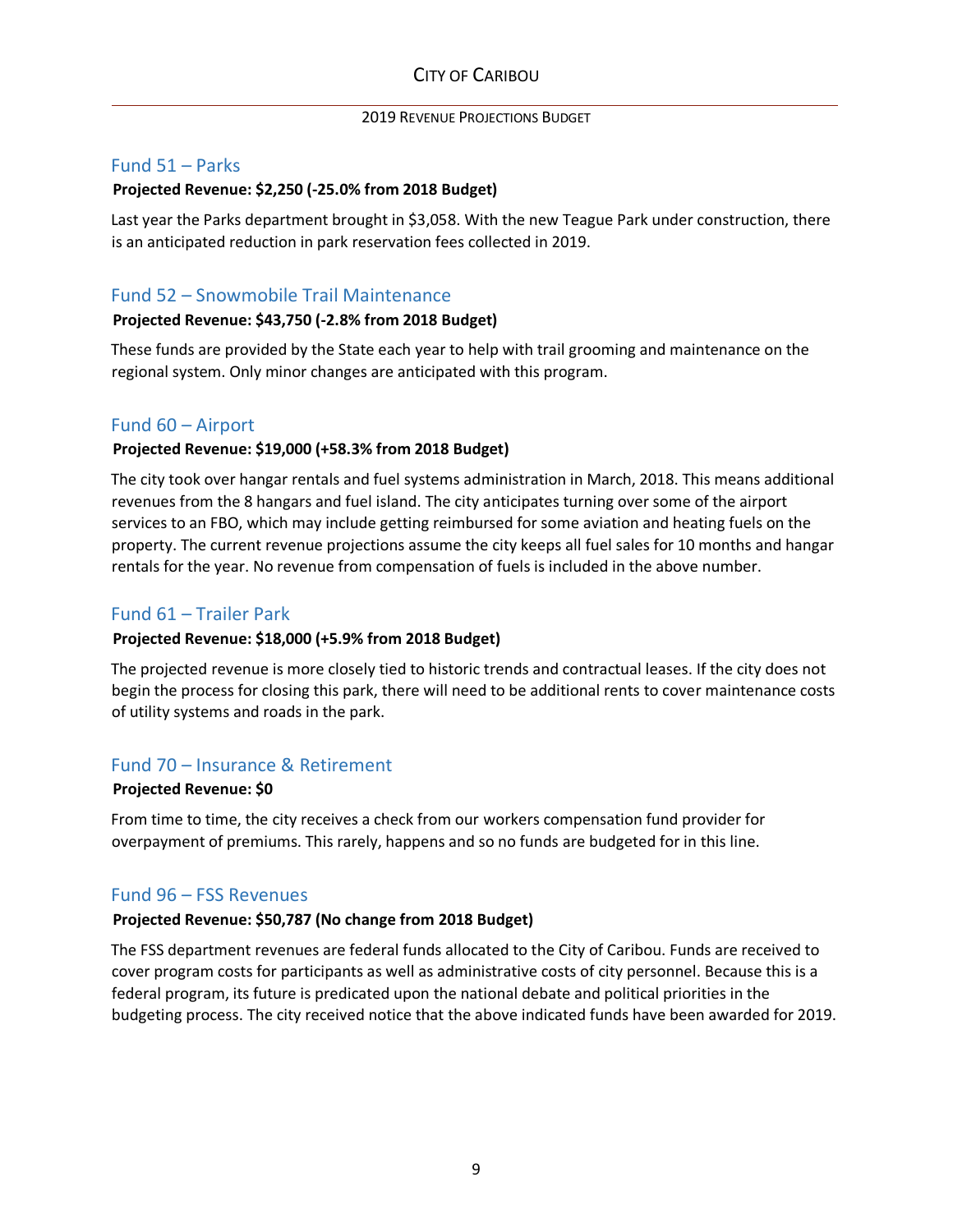## Fund 51 – Parks

**Projected Revenue: $2,250 (-25.0% from 2018 Budget)**

Last year the Parks department brought in $3,058. With the new Teague Park under construction, there is an anticipated reduction in park reservation fees collected in 2019.

## Fund 52 – Snowmobile Trail Maintenance

**Projected Revenue: $43,750 (-2.8% from 2018 Budget)**

These funds are provided by the State each year to help with trail grooming and maintenance on the regional system. Only minor changes are anticipated with this program.

## Fund 60 – Airport

**Projected Revenue: $19,000 (+58.3% from 2018 Budget)**

The city took over hangar rentals and fuel systems administration in March, 2018. This means additional revenues from the 8 hangars and fuel island. The city anticipates turning over some of the airport services to an FBO, which may include getting reimbursed for some aviation and heating fuels on the property. The current revenue projections assume the city keeps all fuel sales for 10 months and hangar rentals for the year. No revenue from compensation of fuels is included in the above number.

## Fund 61 – Trailer Park

**Projected Revenue: $18,000 (+5.9% from 2018 Budget)**

The projected revenue is more closely tied to historic trends and contractual leases. If the city does not begin the process for closing this park, there will need to be additional rents to cover maintenance costs of utility systems and roads in the park.

## Fund 70 – Insurance & Retirement

**Projected Revenue: $0**

From time to time, the city receives a check from our workers compensation fund provider for overpayment of premiums. This rarely, happens and so no funds are budgeted for in this line.

## Fund 96 – FSS Revenues

**Projected Revenue: $50,787 (No change from 2018 Budget)**

The FSS department revenues are federal funds allocated to the City of Caribou. Funds are received to cover program costs for participants as well as administrative costs of city personnel. Because this is a federal program, its future is predicated upon the national debate and political priorities in the budgeting process. The city received notice that the above indicated funds have been awarded for 2019.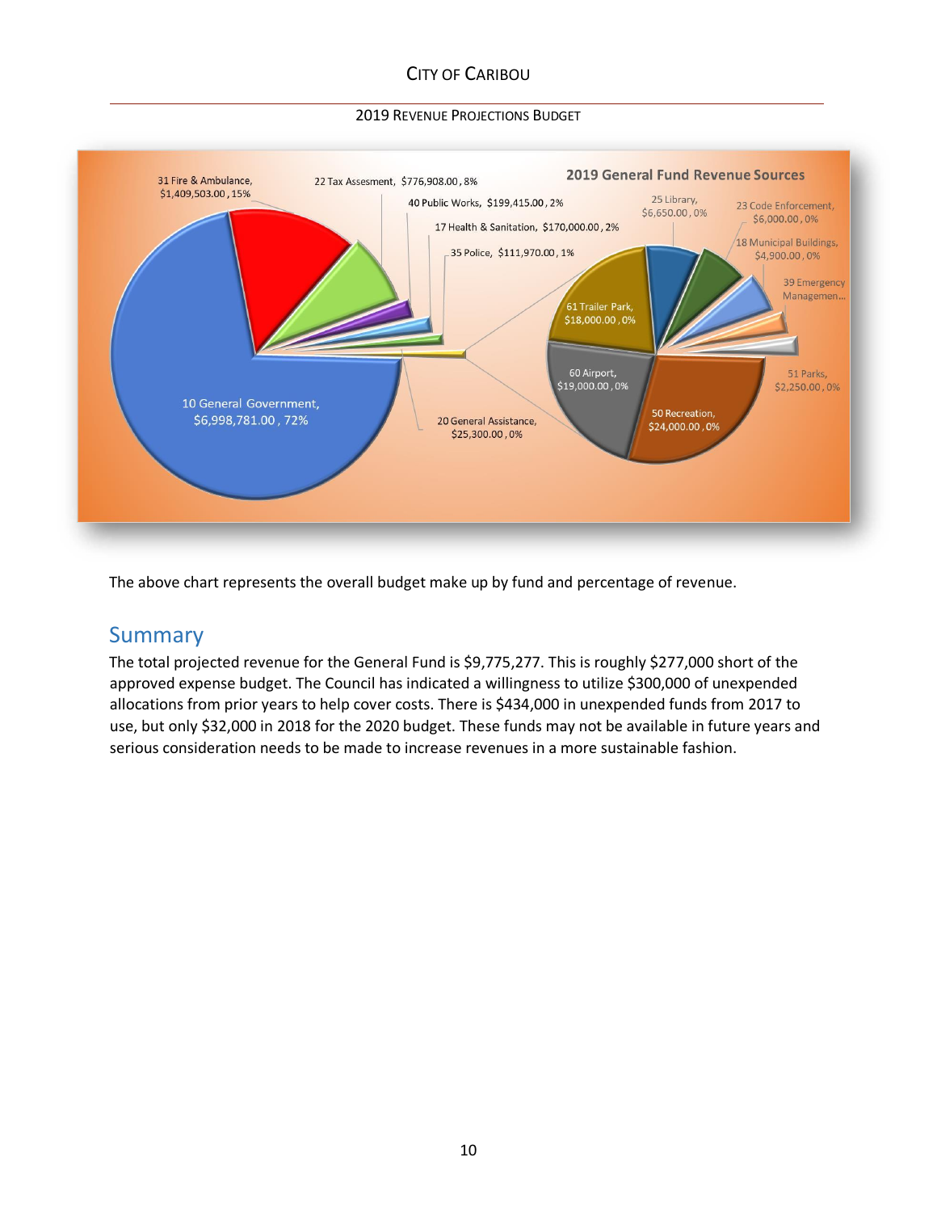The above chart represents the overall budget make up by fund and percentage of revenue.

## Summary

The total projected revenue for the General Fund is $9,775,277. This is roughly $277,000 short of the approved expense budget. The Council has indicated a willingness to utilize $300,000 of unexpended allocations from prior years to help cover costs. There is $434,000 in unexpended funds from 2017 to use, but only $32,000 in 2018 for the 2020 budget. These funds may not be available in future years and serious consideration needs to be made to increase revenues in a more sustainable fashion.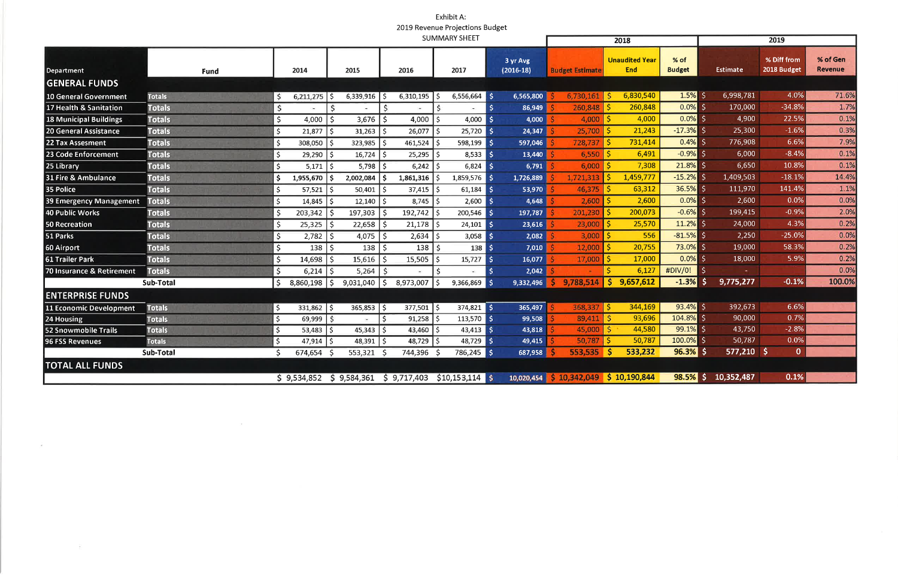Exhibit A:
2019 Revenue Projections Budget
SUMMARY SHEET

| Department | Fund | 2014 | 2015 | 2016 | 2017 | 3 yr Avg (2016-18) | 2018 Budget Estimate | 2018 Unaudited Year End | 2018 % of Budget | 2019 Estimate | 2019 % Diff from 2018 Budget | 2019 % of Gen Revenue |
|---|---|---|---|---|---|---|---|---|---|---|---|---|
| **GENERAL FUNDS** | | | | | | | | | | | | |
| 10 General Government | Totals | $ 6,211,275 | $ 6,339,916 | $ 6,310,195 | $ 6,556,664 | $ 6,565,800 | $ 6,730,161 | $ 6,830,540 | 1.5% | $ 6,998,781 | 4.0% | 71.6% |
| 17 Health & Sanitation | Totals | $ - | $ - | $ - | $ - | $ 86,949 | $ 260,848 | $ 260,848 | 0.0% | $ 170,000 | -34.8% | 1.7% |
| 18 Municipal Buildings | Totals | $ 4,000 | $ 3,676 | $ 4,000 | $ 4,000 | $ 4,000 | $ 4,000 | $ 4,000 | 0.0% | $ 4,900 | 22.5% | 0.1% |
| 20 General Assistance | Totals | $ 21,877 | $ 31,263 | $ 26,077 | $ 25,720 | $ 24,347 | $ 25,700 | $ 21,243 | -17.3% | $ 25,300 | -1.6% | 0.3% |
| 22 Tax Assesment | Totals | $ 308,050 | $ 323,985 | $ 461,524 | $ 598,199 | $ 597,046 | $ 728,737 | $ 731,414 | 0.4% | $ 776,908 | 6.6% | 7.9% |
| 23 Code Enforcement | Totals | $ 29,290 | $ 16,724 | $ 25,295 | $ 8,533 | $ 13,440 | $ 6,550 | $ 6,491 | -0.9% | $ 6,000 | -8.4% | 0.1% |
| 25 Library | Totals | $ 5,171 | $ 5,798 | $ 6,242 | $ 6,824 | $ 6,791 | $ 6,000 | $ 7,308 | 21.8% | $ 6,650 | 10.8% | 0.1% |
| 31 Fire & Ambulance | Totals | $ 1,955,670 | $ 2,002,084 | $ 1,861,316 | $ 1,859,576 | $ 1,726,889 | $ 1,721,313 | $ 1,459,777 | -15.2% | $ 1,409,503 | -18.1% | 14.4% |
| 35 Police | Totals | $ 57,521 | $ 50,401 | $ 37,415 | $ 61,184 | $ 53,970 | $ 46,375 | $ 63,312 | 36.5% | $ 111,970 | 141.4% | 1.1% |
| 39 Emergency Management | Totals | $ 14,845 | $ 12,140 | $ 8,745 | $ 2,600 | $ 4,648 | $ 2,600 | $ 2,600 | 0.0% | $ 2,600 | 0.0% | 0.0% |
| 40 Public Works | Totals | $ 203,342 | $ 197,303 | $ 192,742 | $ 200,546 | $ 197,787 | $ 201,230 | $ 200,073 | -0.6% | $ 199,415 | -0.9% | 2.0% |
| 50 Recreation | Totals | $ 25,325 | $ 22,658 | $ 21,178 | $ 24,101 | $ 23,616 | $ 23,000 | $ 25,570 | 11.2% | $ 24,000 | 4.3% | 0.2% |
| 51 Parks | Totals | $ 2,782 | $ 4,075 | $ 2,634 | $ 3,058 | $ 2,082 | $ 3,000 | $ 556 | -81.5% | $ 2,250 | -25.0% | 0.0% |
| 60 Airport | Totals | $ 138 | $ 138 | $ 138 | $ 138 | $ 7,010 | $ 12,000 | $ 20,755 | 73.0% | $ 19,000 | 58.3% | 0.2% |
| 61 Trailer Park | Totals | $ 14,698 | $ 15,616 | $ 15,505 | $ 15,727 | $ 16,077 | $ 17,000 | $ 17,000 | 0.0% | $ 18,000 | 5.9% | 0.2% |
| 70 Insurance & Retirement | Totals | $ 6,214 | $ 5,264 | $ - | $ - | $ 2,042 | $ - | $ 6,127 | #DIV/0! | $ - | | 0.0% |
| | **Sub-Total** | $ 8,860,198 | $ 9,031,040 | $ 8,973,007 | $ 9,366,869 | $ 9,332,496 | $ 9,788,514 | $ 9,657,612 | -1.3% | $ 9,775,277 | -0.1% | 100.0% |
| **ENTERPRISE FUNDS** | | | | | | | | | | | | |
| 11 Economic Development | Totals | $ 331,862 | $ 365,853 | $ 377,501 | $ 374,821 | $ 365,497 | $ 368,337 | $ 344,169 | 93.4% | $ 392,673 | 6.6% | |
| 24 Housing | Totals | $ 69,999 | $ - | $ 91,258 | $ 113,570 | $ 99,508 | $ 89,411 | $ 93,696 | 104.8% | $ 90,000 | 0.7% | |
| 52 Snowmobile Trails | Totals | $ 53,483 | $ 45,343 | $ 43,460 | $ 43,413 | $ 43,818 | $ 45,000 | $ 44,580 | 99.1% | $ 43,750 | -2.8% | |
| 96 FSS Revenues | Totals | $ 47,914 | $ 48,391 | $ 48,729 | $ 48,729 | $ 49,415 | $ 50,787 | $ 50,787 | 100.0% | $ 50,787 | 0.0% | |
| | **Sub-Total** | $ 674,654 | $ 553,321 | $ 744,396 | $ 786,245 | $ 687,958 | $ 553,535 | $ 533,232 | 96.3% | $ 577,210 | $ 0 | |
| **TOTAL ALL FUNDS** | | | | | | | | | | | | |
| | | $ 9,534,852 | $ 9,584,361 | $ 9,717,403 | $10,153,114 | $ 10,020,454 | $ 10,342,049 | $ 10,190,844 | 98.5% | $ 10,352,487 | 0.1% | |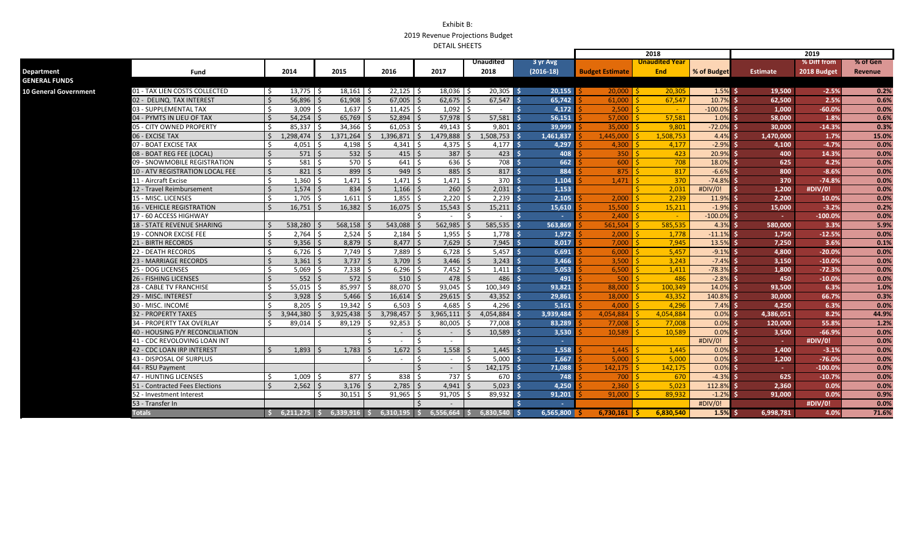# Exhibit B:
## 2019 Revenue Projections Budget
### DETAIL SHEETS

| Department | Fund | 2014 | 2015 | 2016 | 2017 | Unaudited 2018 | 3 yr Avg (2016-18) | 2018 Budget Estimate | 2018 Unaudited Year End | 2018 % of Budget | 2019 Estimate | 2019 % Diff from 2018 Budget | 2019 % of Gen Revenue |
|---|---|---|---|---|---|---|---|---|---|---|---|---|---|
| GENERAL FUNDS | | | | | | | | | | | | | |
| 10 General Government | 01 - TAX LIEN COSTS COLLECTED | $ 13,775 | $ 18,161 | $ 22,125 | $ 18,036 | $ 20,305 | $ 20,155 | $ 20,000 | $ 20,305 | 1.5% | $ 19,500 | -2.5% | 0.2% |
| | 02 - DELINQ. TAX INTEREST | $ 56,896 | $ 61,908 | $ 67,005 | $ 62,675 | $ 67,547 | $ 65,742 | $ 61,000 | $ 67,547 | 10.7% | $ 62,500 | 2.5% | 0.6% |
| | 03 - SUPPLEMENTAL TAX | $ 3,009 | $ 1,637 | $ 11,425 | $ 1,092 | $ - | $ 4,172 | $ 2,500 | $ - | -100.0% | $ 1,000 | -60.0% | 0.0% |
| | 04 - PYMTS IN LIEU OF TAX | $ 54,254 | $ 65,769 | $ 52,894 | $ 57,978 | $ 57,581 | $ 56,151 | $ 57,000 | $ 57,581 | 1.0% | $ 58,000 | 1.8% | 0.6% |
| | 05 - CITY OWNED PROPERTY | $ 85,337 | $ 34,366 | $ 61,053 | $ 49,143 | $ 9,801 | $ 39,999 | $ 35,000 | $ 9,801 | -72.0% | $ 30,000 | -14.3% | 0.3% |
| | 06 - EXCISE TAX | $ 1,298,474 | $ 1,371,264 | $ 1,396,871 | $ 1,479,888 | $ 1,508,753 | $ 1,461,837 | $ 1,445,000 | $ 1,508,753 | 4.4% | $ 1,470,000 | 1.7% | 15.0% |
| | 07 - BOAT EXCISE TAX | $ 4,051 | $ 4,198 | $ 4,341 | $ 4,375 | $ 4,177 | $ 4,297 | $ 4,300 | $ 4,177 | -2.9% | $ 4,100 | -4.7% | 0.0% |
| | 08 - BOAT REG FEE (LOCAL) | $ 571 | $ 532 | $ 415 | $ 387 | $ 423 | $ 408 | $ 350 | $ 423 | 20.9% | $ 400 | 14.3% | 0.0% |
| | 09 - SNOWMOBILE REGISTRATION | $ 581 | $ 570 | $ 641 | $ 636 | $ 708 | $ 662 | $ 600 | $ 708 | 18.0% | $ 625 | 4.2% | 0.0% |
| | 10 - ATV REGISTRATION LOCAL FEE | $ 821 | $ 899 | $ 949 | $ 885 | $ 817 | $ 884 | $ 875 | $ 817 | -6.6% | $ 800 | -8.6% | 0.0% |
| | 11 - Aircraft Excise | $ 1,360 | $ 1,471 | $ 1,471 | $ 1,471 | $ 370 | $ 1,104 | $ 1,471 | $ 370 | -74.8% | $ 370 | -74.8% | 0.0% |
| | 12 - Travel Reimbursement | $ 1,574 | $ 834 | $ 1,166 | $ 260 | $ 2,031 | $ 1,153 | | $ 2,031 | #DIV/0! | $ 1,200 | #DIV/0! | 0.0% |
| | 15 - MISC. LICENSES | $ 1,705 | $ 1,611 | $ 1,855 | $ 2,220 | $ 2,239 | $ 2,105 | $ 2,000 | $ 2,239 | 11.9% | $ 2,200 | 10.0% | 0.0% |
| | 16 - VEHICLE REGISTRATION | $ 16,751 | $ 16,382 | $ 16,075 | $ 15,543 | $ 15,211 | $ 15,610 | $ 15,500 | $ 15,211 | -1.9% | $ 15,000 | -3.2% | 0.2% |
| | 17 - 60 ACCESS HIGHWAY | | | | $ - | $ - | $ - | $ 2,400 | $ - | -100.0% | $ - | -100.0% | 0.0% |
| | 18 - STATE REVENUE SHARING | $ 538,280 | $ 568,158 | $ 543,088 | $ 562,985 | $ 585,535 | $ 563,869 | $ 561,504 | $ 585,535 | 4.3% | $ 580,000 | 3.3% | 5.9% |
| | 19 - CONNOR EXCISE FEE | $ 2,764 | $ 2,524 | $ 2,184 | $ 1,955 | $ 1,778 | $ 1,972 | $ 2,000 | $ 1,778 | -11.1% | $ 1,750 | -12.5% | 0.0% |
| | 21 - BIRTH RECORDS | $ 9,356 | $ 8,879 | $ 8,477 | $ 7,629 | $ 7,945 | $ 8,017 | $ 7,000 | $ 7,945 | 13.5% | $ 7,250 | 3.6% | 0.1% |
| | 22 - DEATH RECORDS | $ 6,726 | $ 7,749 | $ 7,889 | $ 6,728 | $ 5,457 | $ 6,691 | $ 6,000 | $ 5,457 | -9.1% | $ 4,800 | -20.0% | 0.0% |
| | 23 - MARRIAGE RECORDS | $ 3,361 | $ 3,737 | $ 3,709 | $ 3,446 | $ 3,243 | $ 3,466 | $ 3,500 | $ 3,243 | -7.4% | $ 3,150 | -10.0% | 0.0% |
| | 25 - DOG LICENSES | $ 5,069 | $ 7,338 | $ 6,296 | $ 7,452 | $ 1,411 | $ 5,053 | $ 6,500 | $ 1,411 | -78.3% | $ 1,800 | -72.3% | 0.0% |
| | 26 - FISHING LICENSES | $ 552 | $ 572 | $ 510 | $ 478 | $ 486 | $ 491 | $ 500 | $ 486 | -2.8% | $ 450 | -10.0% | 0.0% |
| | 28 - CABLE TV FRANCHISE | $ 55,015 | $ 85,997 | $ 88,070 | $ 93,045 | $ 100,349 | $ 93,821 | $ 88,000 | $ 100,349 | 14.0% | $ 93,500 | 6.3% | 1.0% |
| | 29 - MISC. INTEREST | $ 3,928 | $ 5,466 | $ 16,614 | $ 29,615 | $ 43,352 | $ 29,861 | $ 18,000 | $ 43,352 | 140.8% | $ 30,000 | 66.7% | 0.3% |
| | 30 - MISC. INCOME | $ 8,205 | $ 19,342 | $ 6,503 | $ 4,685 | $ 4,296 | $ 5,161 | $ 4,000 | $ 4,296 | 7.4% | $ 4,250 | 6.3% | 0.0% |
| | 32 - PROPERTY TAXES | $ 3,944,380 | $ 3,925,438 | $ 3,798,457 | $ 3,965,111 | $ 4,054,884 | $ 3,939,484 | $ 4,054,884 | $ 4,054,884 | 0.0% | $ 4,386,051 | 8.2% | 44.9% |
| | 34 - PROPERTY TAX OVERLAY | $ 89,014 | $ 89,129 | $ 92,853 | $ 80,005 | $ 77,008 | $ 83,289 | $ 77,008 | $ 77,008 | 0.0% | $ 120,000 | 55.8% | 1.2% |
| | 40 - HOUSING P/Y RECONCILIATION | | | $ - | $ - | $ 10,589 | $ 3,530 | $ 10,589 | $ 10,589 | 0.0% | $ 3,500 | -66.9% | 0.0% |
| | 41 - CDC REVOLOVING LOAN INT | | | $ - | $ - | | $ - | | | #DIV/0! | $ - | #DIV/0! | 0.0% |
| | 42 - CDC LOAN IRP INTEREST | $ 1,893 | $ 1,783 | $ 1,672 | $ 1,558 | $ 1,445 | $ 1,558 | $ 1,445 | $ 1,445 | 0.0% | $ 1,400 | -3.1% | 0.0% |
| | 43 - DISPOSAL OF SURPLUS | | | $ - | $ - | $ 5,000 | $ 1,667 | $ 5,000 | $ 5,000 | 0.0% | $ 1,200 | -76.0% | 0.0% |
| | 44 - RSU Payment | | | | $ - | $ 142,175 | $ 71,088 | $ 142,175 | $ 142,175 | 0.0% | $ - | -100.0% | 0.0% |
| | 47 - HUNTING LICENSES | $ 1,009 | $ 877 | $ 838 | $ 737 | $ 670 | $ 748 | $ 700 | $ 670 | -4.3% | $ 625 | -10.7% | 0.0% |
| | 51 - Contracted Fees Elections | $ 2,562 | $ 3,176 | $ 2,785 | $ 4,941 | $ 5,023 | $ 4,250 | $ 2,360 | $ 5,023 | 112.8% | $ 2,360 | 0.0% | 0.0% |
| | 52 - Investment Interest | | $ 30,151 | $ 91,965 | $ 91,705 | $ 89,932 | $ 91,201 | $ 91,000 | $ 89,932 | -1.2% | $ 91,000 | 0.0% | 0.9% |
| | 53 - Transfer In | | | | $ - | | $ - | | | #DIV/0! | | #DIV/0! | 0.0% |
| | **Totals** | **$ 6,211,275** | **$ 6,339,916** | **$ 6,310,195** | **$ 6,556,664** | **$ 6,830,540** | **$ 6,565,800** | **$ 6,730,161** | **$ 6,830,540** | **1.5%** | **$ 6,998,781** | **4.0%** | **71.6%** |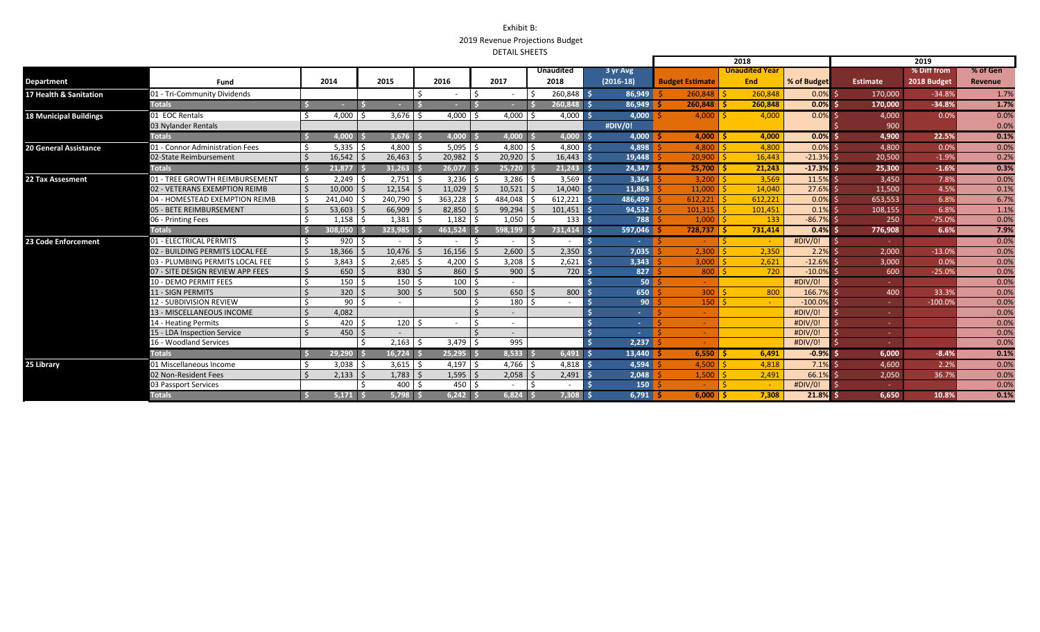Exhibit B:
2019 Revenue Projections Budget
DETAIL SHEETS

| Department | Fund | 2014 | 2015 | 2016 | 2017 | Unaudited 2018 | 3 yr Avg (2016-18) | 2018 Budget Estimate | 2018 Unaudited Year End | 2018 % of Budget | 2019 Estimate | 2019 % Diff from 2018 Budget | 2019 % of Gen Revenue |
|---|---|---|---|---|---|---|---|---|---|---|---|---|---|
| 17 Health & Sanitation | 01 - Tri-Community Dividends | | | $ - | $ - | $ 260,848 | $ 86,949 | $ 260,848 | $ 260,848 | 0.0% | $ 170,000 | -34.8% | 1.7% |
| | Totals | $ - | $ - | $ - | $ - | $ 260,848 | $ 86,949 | $ 260,848 | $ 260,848 | 0.0% | $ 170,000 | -34.8% | 1.7% |
| 18 Municipal Buildings | 01 EOC Rentals | $ 4,000 | $ 3,676 | $ 4,000 | $ 4,000 | $ 4,000 | $ 4,000 | $ 4,000 | $ 4,000 | 0.0% | $ 4,000 | 0.0% | 0.0% |
| | 03 Nylander Rentals | | | | | | #DIV/0! | | | | $ 900 | | 0.0% |
| | Totals | $ 4,000 | $ 3,676 | $ 4,000 | $ 4,000 | $ 4,000 | $ 4,000 | $ 4,000 | $ 4,000 | 0.0% | $ 4,900 | 22.5% | 0.1% |
| 20 General Assistance | 01 - Connor Administration Fees | $ 5,335 | $ 4,800 | $ 5,095 | $ 4,800 | $ 4,800 | $ 4,898 | $ 4,800 | $ 4,800 | 0.0% | $ 4,800 | 0.0% | 0.0% |
| | 02-State Reimbursement | $ 16,542 | $ 26,463 | $ 20,982 | $ 20,920 | $ 16,443 | $ 19,448 | $ 20,900 | $ 16,443 | -21.3% | $ 20,500 | -1.9% | 0.2% |
| | Totals | $ 21,877 | $ 31,263 | $ 26,077 | $ 25,720 | $ 21,243 | $ 24,347 | $ 25,700 | $ 21,243 | -17.3% | $ 25,300 | -1.6% | 0.3% |
| 22 Tax Assesment | 01 - TREE GROWTH REIMBURSEMENT | $ 2,249 | $ 2,751 | $ 3,236 | $ 3,286 | $ 3,569 | $ 3,364 | $ 3,200 | $ 3,569 | 11.5% | $ 3,450 | 7.8% | 0.0% |
| | 02 - VETERANS EXEMPTION REIMB | $ 10,000 | $ 12,154 | $ 11,029 | $ 10,521 | $ 14,040 | $ 11,863 | $ 11,000 | $ 14,040 | 27.6% | $ 11,500 | 4.5% | 0.1% |
| | 04 - HOMESTEAD EXEMPTION REIMB | $ 241,040 | $ 240,790 | $ 363,228 | $ 484,048 | $ 612,221 | $ 486,499 | $ 612,221 | $ 612,221 | 0.0% | $ 653,553 | 6.8% | 6.7% |
| | 05 - BETE REIMBURSEMENT | $ 53,603 | $ 66,909 | $ 82,850 | $ 99,294 | $ 101,451 | $ 94,532 | $ 101,315 | $ 101,451 | 0.1% | $ 108,155 | 6.8% | 1.1% |
| | 06 - Printing Fees | $ 1,158 | $ 1,381 | $ 1,182 | $ 1,050 | $ 133 | $ 788 | $ 1,000 | $ 133 | -86.7% | $ 250 | -75.0% | 0.0% |
| | Totals | $ 308,050 | $ 323,985 | $ 461,524 | $ 598,199 | $ 731,414 | $ 597,046 | $ 728,737 | $ 731,414 | 0.4% | $ 776,908 | 6.6% | 7.9% |
| 23 Code Enforcement | 01 - ELECTRICAL PERMITS | $ 920 | $ - | $ - | $ - | $ - | $ - | $ - | $ - | #DIV/0! | $ - | | 0.0% |
| | 02 - BUILDING PERMITS LOCAL FEE | $ 18,366 | $ 10,476 | $ 16,156 | $ 2,600 | $ 2,350 | $ 7,035 | $ 2,300 | $ 2,350 | 2.2% | $ 2,000 | -13.0% | 0.0% |
| | 03 - PLUMBING PERMITS LOCAL FEE | $ 3,843 | $ 2,685 | $ 4,200 | $ 3,208 | $ 2,621 | $ 3,343 | $ 3,000 | $ 2,621 | -12.6% | $ 3,000 | 0.0% | 0.0% |
| | 07 - SITE DESIGN REVIEW APP FEES | $ 650 | $ 830 | $ 860 | $ 900 | $ 720 | $ 827 | $ 800 | $ 720 | -10.0% | $ 600 | -25.0% | 0.0% |
| | 10 - DEMO PERMIT FEES | $ 150 | $ 150 | $ 100 | $ - | | $ 50 | $ - | | #DIV/0! | $ - | | 0.0% |
| | 11 - SIGN PERMITS | $ 320 | $ 300 | $ 500 | $ 650 | $ 800 | $ 650 | $ 300 | $ 800 | 166.7% | $ 400 | 33.3% | 0.0% |
| | 12 - SUBDIVISION REVIEW | $ 90 | $ - | | $ 180 | $ - | $ 90 | $ 150 | $ - | -100.0% | $ - | -100.0% | 0.0% |
| | 13 - MISCELLANEOUS INCOME | $ 4,082 | | | $ - | | $ - | $ - | | #DIV/0! | $ - | | 0.0% |
| | 14 - Heating Permits | $ 420 | $ 120 | $ - | $ - | | $ - | $ - | | #DIV/0! | $ - | | 0.0% |
| | 15 - LDA Inspection Service | $ 450 | $ - | | $ - | | $ - | $ - | | #DIV/0! | $ - | | 0.0% |
| | 16 - Woodland Services | | $ 2,163 | $ 3,479 | $ 995 | | $ 2,237 | $ - | | #DIV/0! | $ - | | 0.0% |
| | Totals | $ 29,290 | $ 16,724 | $ 25,295 | $ 8,533 | $ 6,491 | $ 13,440 | $ 6,550 | $ 6,491 | -0.9% | $ 6,000 | -8.4% | 0.1% |
| 25 Library | 01 Miscellaneous Income | $ 3,038 | $ 3,615 | $ 4,197 | $ 4,766 | $ 4,818 | $ 4,594 | $ 4,500 | $ 4,818 | 7.1% | $ 4,600 | 2.2% | 0.0% |
| | 02 Non-Resident Fees | $ 2,133 | $ 1,783 | $ 1,595 | $ 2,058 | $ 2,491 | $ 2,048 | $ 1,500 | $ 2,491 | 66.1% | $ 2,050 | 36.7% | 0.0% |
| | 03 Passport Services | | $ 400 | $ 450 | $ - | $ - | $ 150 | $ - | $ - | #DIV/0! | $ - | | 0.0% |
| | Totals | $ 5,171 | $ 5,798 | $ 6,242 | $ 6,824 | $ 7,308 | $ 6,791 | $ 6,000 | $ 7,308 | 21.8% | $ 6,650 | 10.8% | 0.1% |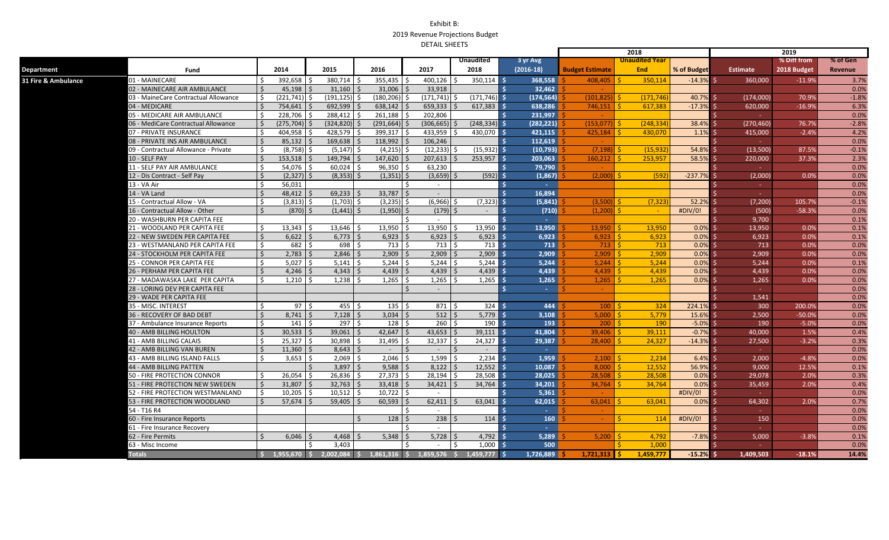Exhibit B:

2019 Revenue Projections Budget

DETAIL SHEETS

| Department | Fund | 2014 | 2015 | 2016 | 2017 | Unaudited 2018 | 3 yr Avg (2016-18) | 2018 Budget Estimate | 2018 Unaudited Year End | 2018 % of Budget | 2019 Estimate | 2019 % Diff from 2018 Budget | 2019 % of Gen Revenue |
|---|---|---|---|---|---|---|---|---|---|---|---|---|---|
| 31 Fire & Ambulance | 01 - MAINECARE | $ 392,658 | $ 380,714 | $ 355,435 | $ 400,126 | $ 350,114 | $ 368,558 | $ 408,405 | $ 350,114 | -14.3% | $ 360,000 | -11.9% | 3.7% |
| | 02 - MAINECARE AIR AMBULANCE | $ 45,198 | $ 31,160 | $ 31,006 | $ 33,918 | | $ 32,462 | $ - | | | | | 0.0% |
| | 03 - MaineCare Contractual Allowance | $ (221,741) | $ (191,125) | $ (180,206) | $ (171,741) | $ (171,746) | $ (174,564) | $ (101,825) | $ (171,746) | 40.7% | $ (174,000) | 70.9% | -1.8% |
| | 04 - MEDICARE | $ 754,641 | $ 692,599 | $ 638,142 | $ 659,333 | $ 617,383 | $ 638,286 | $ 746,151 | $ 617,383 | -17.3% | $ 620,000 | -16.9% | 6.3% |
| | 05 - MEDICARE AIR AMBULANCE | $ 228,706 | $ 288,412 | $ 261,188 | $ 202,806 | | $ 231,997 | $ - | | | $ - | | 0.0% |
| | 06 - MediCare Contractual Allowance | $ (275,704) | $ (324,820) | $ (291,664) | $ (306,665) | $ (248,334) | $ (282,221) | $ (153,077) | $ (248,334) | 38.4% | $ (270,460) | 76.7% | -2.8% |
| | 07 - PRIVATE INSURANCE | $ 404,958 | $ 428,579 | $ 399,317 | $ 433,959 | $ 430,070 | $ 421,115 | $ 425,184 | $ 430,070 | 1.1% | $ 415,000 | -2.4% | 4.2% |
| | 08 - PRIVATE INS AIR AMBULANCE | $ 85,132 | $ 169,638 | $ 118,992 | $ 106,246 | | $ 112,619 | $ - | | | $ - | | 0.0% |
| | 09 - Contractual Allowance - Private | $ (8,758) | $ (5,147) | $ (4,215) | $ (12,233) | $ (15,932) | $ (10,793) | $ (7,198) | $ (15,932) | 54.8% | $ (13,500) | 87.5% | -0.1% |
| | 10 - SELF PAY | $ 153,518 | $ 149,794 | $ 147,620 | $ 207,613 | $ 253,957 | $ 203,063 | $ 160,212 | $ 253,957 | 58.5% | $ 220,000 | 37.3% | 2.3% |
| | 11 - SELF PAY AIR AMBULANCE | $ 54,076 | $ 60,024 | $ 96,350 | $ 63,230 | | $ 79,790 | $ - | | | $ - | | 0.0% |
| | 12 - Dis Contract - Self Pay | $ (2,327) | $ (8,353) | $ (1,351) | $ (3,659) | $ (592) | $ (1,867) | $ (2,000) | $ (592) | -237.7% | $ (2,000) | 0.0% | 0.0% |
| | 13 - VA Air | $ 56,031 | | | $ - | | $ - | | | | $ - | | 0.0% |
| | 14 - VA Land | $ 48,412 | $ 69,233 | $ 33,787 | $ - | | $ 16,894 | | | | $ - | | 0.0% |
| | 15 - Contractual Allow - VA | $ (3,813) | $ (1,703) | $ (3,235) | $ (6,966) | $ (7,323) | $ (5,841) | $ (3,500) | $ (7,323) | 52.2% | $ (7,200) | 105.7% | -0.1% |
| | 16 - Contractual Allow - Other | $ (870) | $ (1,441) | $ (1,950) | $ (179) | $ - | $ (710) | $ (1,200) | $ - | #DIV/0! | $ (500) | -58.3% | 0.0% |
| | 20 - WASHBURN PER CAPITA FEE | | | | $ - | | $ - | | | | $ 9,700 | | 0.1% |
| | 21 - WOODLAND PER CAPITA FEE | $ 13,343 | $ 13,646 | $ 13,950 | $ 13,950 | $ 13,950 | $ 13,950 | $ 13,950 | $ 13,950 | 0.0% | $ 13,950 | 0.0% | 0.1% |
| | 22 - NEW SWEDEN PER CAPITA FEE | $ 6,622 | $ 6,773 | $ 6,923 | $ 6,923 | $ 6,923 | $ 6,923 | $ 6,923 | $ 6,923 | 0.0% | $ 6,923 | 0.0% | 0.1% |
| | 23 - WESTMANLAND PER CAPITA FEE | $ 682 | $ 698 | $ 713 | $ 713 | $ 713 | $ 713 | $ 713 | $ 713 | 0.0% | $ 713 | 0.0% | 0.0% |
| | 24 - STOCKHOLM PER CAPITA FEE | $ 2,783 | $ 2,846 | $ 2,909 | $ 2,909 | $ 2,909 | $ 2,909 | $ 2,909 | $ 2,909 | 0.0% | $ 2,909 | 0.0% | 0.0% |
| | 25 - CONNOR PER CAPITA FEE | $ 5,027 | $ 5,141 | $ 5,244 | $ 5,244 | $ 5,244 | $ 5,244 | $ 5,244 | $ 5,244 | 0.0% | $ 5,244 | 0.0% | 0.1% |
| | 26 - PERHAM PER CAPITA FEE | $ 4,246 | $ 4,343 | $ 4,439 | $ 4,439 | $ 4,439 | $ 4,439 | $ 4,439 | $ 4,439 | 0.0% | $ 4,439 | 0.0% | 0.0% |
| | 27 - MADAWASKA LAKE PER CAPITA | $ 1,210 | $ 1,238 | $ 1,265 | $ 1,265 | $ 1,265 | $ 1,265 | $ 1,265 | $ 1,265 | 0.0% | $ 1,265 | 0.0% | 0.0% |
| | 28 - LORING DEV PER CAPITA FEE | | | | $ - | | $ - | $ - | | | $ - | | 0.0% |
| | 29 - WADE PER CAPITA FEE | | | | | | | | | | $ 1,541 | | 0.0% |
| | 35 - MISC. INTEREST | $ 97 | $ 455 | $ 135 | $ 871 | $ 324 | $ 444 | $ 100 | $ 324 | 224.1% | $ 300 | 200.0% | 0.0% |
| | 36 - RECOVERY OF BAD DEBT | $ 8,741 | $ 7,128 | $ 3,034 | $ 512 | $ 5,779 | $ 3,108 | $ 5,000 | $ 5,779 | 15.6% | $ 2,500 | -50.0% | 0.0% |
| | 37 - Ambulance Insurance Reports | $ 141 | $ 297 | $ 128 | $ 260 | $ 190 | $ 193 | $ 200 | $ 190 | -5.0% | $ 190 | -5.0% | 0.0% |
| | 40 - AMB BILLING HOULTON | $ 30,533 | $ 39,061 | $ 42,647 | $ 43,653 | $ 39,111 | $ 41,804 | $ 39,406 | $ 39,111 | -0.7% | $ 40,000 | 1.5% | 0.4% |
| | 41 - AMB BILLING CALAIS | $ 25,327 | $ 30,898 | $ 31,495 | $ 32,337 | $ 24,327 | $ 29,387 | $ 28,400 | $ 24,327 | -14.3% | $ 27,500 | -3.2% | 0.3% |
| | 42 - AMB BILLING VAN BUREN | $ 11,360 | $ 8,643 | $ - | $ - | $ - | $ - | | | | $ - | | 0.0% |
| | 43 - AMB BILLING ISLAND FALLS | $ 3,653 | $ 2,069 | $ 2,046 | $ 1,599 | $ 2,234 | $ 1,959 | $ 2,100 | $ 2,234 | 6.4% | $ 2,000 | -4.8% | 0.0% |
| | 44 - AMB BILLING PATTEN | | $ 3,897 | $ 9,588 | $ 8,122 | $ 12,552 | $ 10,087 | $ 8,000 | $ 12,552 | 56.9% | $ 9,000 | 12.5% | 0.1% |
| | 50 - FIRE PROTECTION CONNOR | $ 26,054 | $ 26,836 | $ 27,373 | $ 28,194 | $ 28,508 | $ 28,025 | $ 28,508 | $ 28,508 | 0.0% | $ 29,078 | 2.0% | 0.3% |
| | 51 - FIRE PROTECTION NEW SWEDEN | $ 31,807 | $ 32,763 | $ 33,418 | $ 34,421 | $ 34,764 | $ 34,201 | $ 34,764 | $ 34,764 | 0.0% | $ 35,459 | 2.0% | 0.4% |
| | 52 - FIRE PROTECTION WESTMANLAND | $ 10,205 | $ 10,512 | $ 10,722 | $ - | | $ 5,361 | $ - | | #DIV/0! | $ - | | 0.0% |
| | 53 - FIRE PROTECTION WOODLAND | $ 57,674 | $ 59,405 | $ 60,593 | $ 62,411 | $ 63,041 | $ 62,015 | $ 63,041 | $ 63,041 | 0.0% | $ 64,302 | 2.0% | 0.7% |
| | 54 - T16 R4 | | | | $ - | | $ - | $ - | | | $ - | | 0.0% |
| | 60 - Fire Insurance Reports | | | $ 128 | $ 238 | $ 114 | $ 160 | $ - | $ 114 | #DIV/0! | $ 150 | | 0.0% |
| | 61 - Fire Insurance Recovery | | | | $ - | | $ - | | | | $ - | | 0.0% |
| | 62 - Fire Permits | $ 6,046 | $ 4,468 | $ 5,348 | $ 5,728 | $ 4,792 | $ 5,289 | $ 5,200 | $ 4,792 | -7.8% | $ 5,000 | -3.8% | 0.1% |
| | 63 - Misc Income | | $ 3,403 | | $ - | $ 1,000 | $ 500 | | $ 1,000 | | $ - | | 0.0% |
| | **Totals** | **$ 1,955,670** | **$ 2,002,084** | **$ 1,861,316** | **$ 1,859,576** | **$ 1,459,777** | **$ 1,726,889** | **$ 1,721,313** | **$ 1,459,777** | **-15.2%** | **$ 1,409,503** | **-18.1%** | **14.4%** |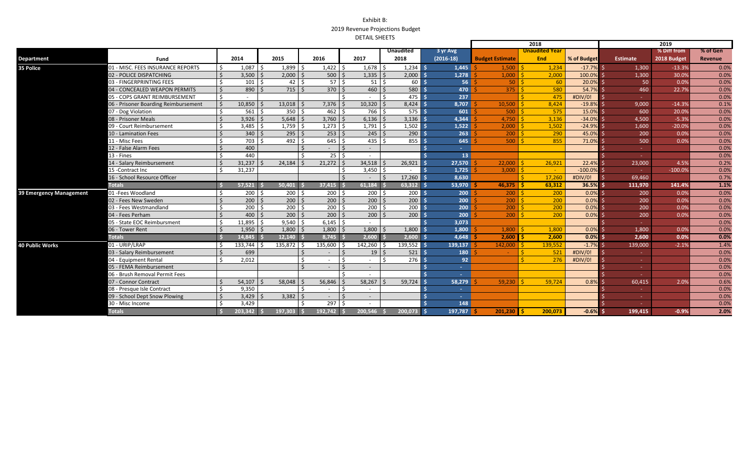Exhibit B:
2019 Revenue Projections Budget
DETAIL SHEETS

| Department | Fund | 2014 | 2015 | 2016 | 2017 | Unaudited 2018 | 3 yr Avg (2016-18) | 2018 Budget Estimate | 2018 Unaudited Year End | 2018 % of Budget | 2019 Estimate | 2019 % Diff from 2018 Budget | 2019 % of Gen Revenue |
|---|---|---|---|---|---|---|---|---|---|---|---|---|---|
| 35 Police | 01 - MISC. FEES INSURANCE REPORTS | $ 1,087 | $ 1,899 | $ 1,422 | $ 1,678 | $ 1,234 | $ 1,445 | $ 1,500 | $ 1,234 | -17.7% | $ 1,300 | -13.3% | 0.0% |
| | 02 - POLICE DISPATCHING | $ 3,500 | $ 2,000 | $ 500 | $ 1,335 | $ 2,000 | $ 1,278 | $ 1,000 | $ 2,000 | 100.0% | $ 1,300 | 30.0% | 0.0% |
| | 03 - FINGERPRINTING FEES | $ 101 | $ 42 | $ 57 | $ 51 | $ 60 | $ 56 | $ 50 | $ 60 | 20.0% | $ 50 | 0.0% | 0.0% |
| | 04 - CONCEALED WEAPON PERMITS | $ 890 | $ 715 | $ 370 | $ 460 | $ 580 | $ 470 | $ 375 | $ 580 | 54.7% | $ 460 | 22.7% | 0.0% |
| | 05 - COPS GRANT REIMBURSEMENT | $ - | | | $ - | $ 475 | $ 237 | | $ 475 | #DIV/0! | $ - | | 0.0% |
| | 06 - Prisoner Boarding Reimbursement | $ 10,850 | $ 13,018 | $ 7,376 | $ 10,320 | $ 8,424 | $ 8,707 | $ 10,500 | $ 8,424 | -19.8% | $ 9,000 | -14.3% | 0.1% |
| | 07 - Dog Violation | $ 561 | $ 350 | $ 462 | $ 766 | $ 575 | $ 601 | $ 500 | $ 575 | 15.0% | $ 600 | 20.0% | 0.0% |
| | 08 - Prisoner Meals | $ 3,926 | $ 5,648 | $ 3,760 | $ 6,136 | $ 3,136 | $ 4,344 | $ 4,750 | $ 3,136 | -34.0% | $ 4,500 | -5.3% | 0.0% |
| | 09 - Court Reimbursement | $ 3,485 | $ 1,759 | $ 1,273 | $ 1,791 | $ 1,502 | $ 1,522 | $ 2,000 | $ 1,502 | -24.9% | $ 1,600 | -20.0% | 0.0% |
| | 10 - Lamination Fees | $ 340 | $ 295 | $ 253 | $ 245 | $ 290 | $ 263 | $ 200 | $ 290 | 45.0% | $ 200 | 0.0% | 0.0% |
| | 11 - Misc Fees | $ 703 | $ 492 | $ 645 | $ 435 | $ 855 | $ 645 | $ 500 | $ 855 | 71.0% | $ 500 | 0.0% | 0.0% |
| | 12 - False Alarm Fees | $ 400 | | $ - | $ - | | $ - | | | | $ - | | 0.0% |
| | 13 - Fines | $ 440 | | $ 25 | $ - | | $ 13 | | | | $ - | | 0.0% |
| | 14 - Salary Reimbursement | $ 31,237 | $ 24,184 | $ 21,272 | $ 34,518 | $ 26,921 | $ 27,570 | $ 22,000 | $ 26,921 | 22.4% | $ 23,000 | 4.5% | 0.2% |
| | 15 -Contract Inc | $ 31,237 | | | $ 3,450 | $ - | $ 1,725 | $ 3,000 | $ - | -100.0% | $ - | -100.0% | 0.0% |
| | 16 - School Resource Officer | | | | $ - | $ 17,260 | $ 8,630 | | $ 17,260 | #DIV/0! | $ 69,460 | | 0.7% |
| | **Totals** | **$ 57,521** | **$ 50,401** | **$ 37,415** | **$ 61,184** | **$ 63,312** | **$ 53,970** | **$ 46,375** | **$ 63,312** | **36.5%** | **$ 111,970** | **141.4%** | **1.1%** |
| 39 Emergency Management | 01 -Fees Woodland | $ 200 | $ 200 | $ 200 | $ 200 | $ 200 | $ 200 | $ 200 | $ 200 | 0.0% | $ 200 | 0.0% | 0.0% |
| | 02 - Fees New Sweden | $ 200 | $ 200 | $ 200 | $ 200 | $ 200 | $ 200 | $ 200 | $ 200 | 0.0% | $ 200 | 0.0% | 0.0% |
| | 03 - Fees Westmandland | $ 200 | $ 200 | $ 200 | $ 200 | $ 200 | $ 200 | $ 200 | $ 200 | 0.0% | $ 200 | 0.0% | 0.0% |
| | 04 - Fees Perham | $ 400 | $ 200 | $ 200 | $ 200 | $ 200 | $ 200 | $ 200 | $ 200 | 0.0% | $ 200 | 0.0% | 0.0% |
| | 05 - State EOC Reimbursment | $ 11,895 | $ 9,540 | $ 6,145 | $ - | | $ 3,073 | | | | $ - | | 0.0% |
| | 06 - Tower Rent | $ 1,950 | $ 1,800 | $ 1,800 | $ 1,800 | $ 1,800 | $ 1,800 | $ 1,800 | $ 1,800 | 0.0% | $ 1,800 | 0.0% | 0.0% |
| | **Totals** | **$ 14,845** | **$ 12,140** | **$ 8,745** | **$ 2,600** | **$ 2,600** | **$ 4,648** | **$ 2,600** | **$ 2,600** | **0.0%** | **$ 2,600** | **0.0%** | **0.0%** |
| 40 Public Works | 01 - URIP/LRAP | $ 133,744 | $ 135,872 | $ 135,600 | $ 142,260 | $ 139,552 | $ 139,137 | $ 142,000 | $ 139,552 | -1.7% | $ 139,000 | -2.1% | 1.4% |
| | 03 - Salary Reimbursement | $ 699 | | $ - | $ 19 | $ 521 | $ 180 | $ - | $ 521 | #DIV/0! | $ - | | 0.0% |
| | 04 - Equipment Rental | $ 2,012 | | $ - | $ - | $ 276 | $ 92 | | $ 276 | #DIV/0! | $ - | | 0.0% |
| | 05 - FEMA Reimbursement | | | $ - | $ - | | $ - | | | | $ - | | 0.0% |
| | 06 - Brush Removal Permit Fees | | | | $ - | | $ - | | | | $ - | | 0.0% |
| | 07 - Connor Contract | $ 54,107 | $ 58,048 | $ 56,846 | $ 58,267 | $ 59,724 | $ 58,279 | $ 59,230 | $ 59,724 | 0.8% | $ 60,415 | 2.0% | 0.6% |
| | 08 - Presque Isle Contract | $ 9,350 | | $ - | $ - | | $ - | | | | $ - | | 0.0% |
| | 09 - School Dept Snow Plowing | $ 3,429 | $ 3,382 | $ - | $ - | | $ - | | | | $ - | | 0.0% |
| | 30 - Misc Income | $ 3,429 | | $ 297 | $ - | | $ 148 | | | | $ - | | 0.0% |
| | **Totals** | **$ 203,342** | **$ 197,303** | **$ 192,742** | **$ 200,546** | **$ 200,073** | **$ 197,787** | **$ 201,230** | **$ 200,073** | **-0.6%** | **$ 199,415** | **-0.9%** | **2.0%** |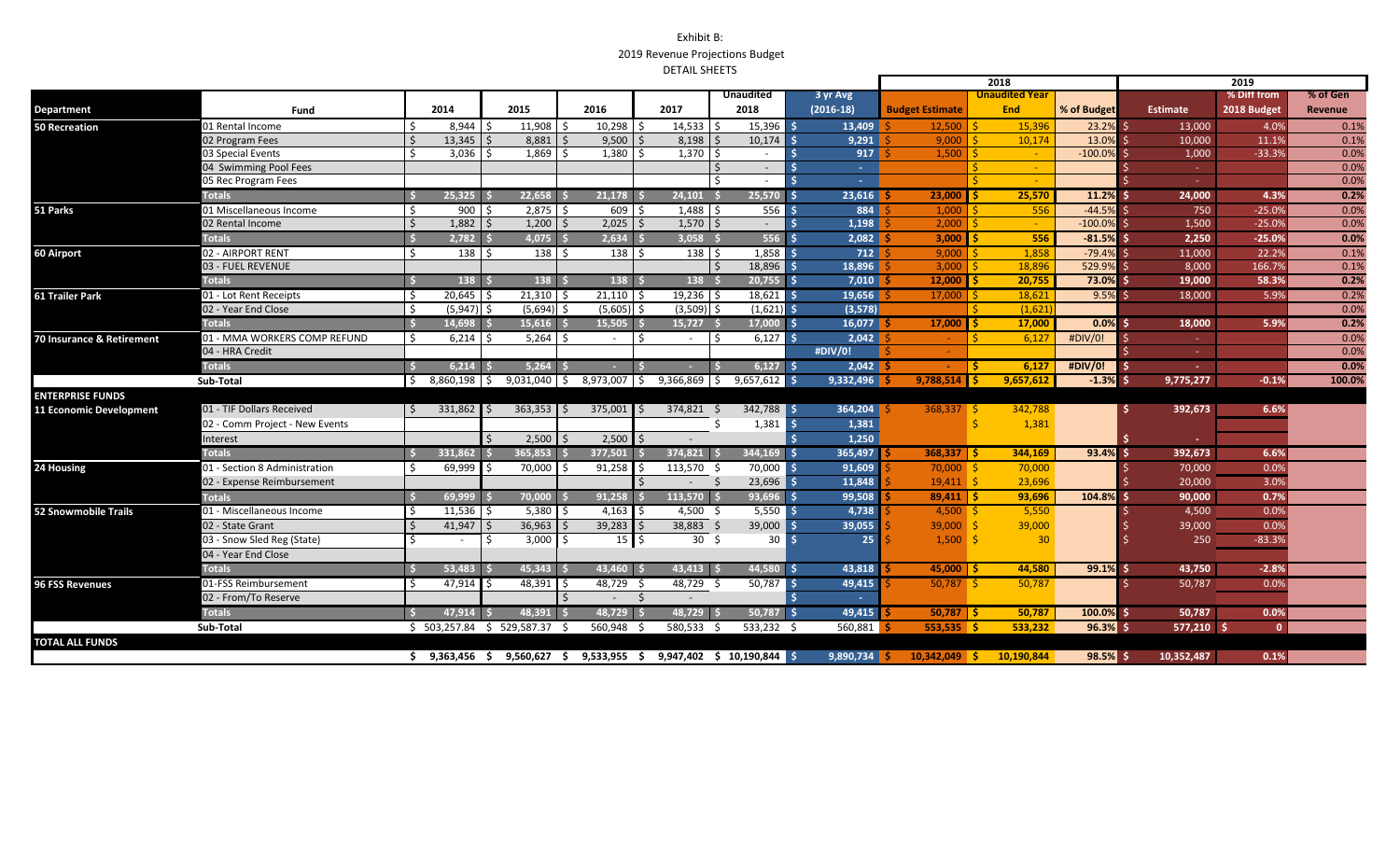Exhibit B:

2019 Revenue Projections Budget

DETAIL SHEETS

| Department | Fund | 2014 | 2015 | 2016 | 2017 | Unaudited 2018 | 3 yr Avg (2016-18) | 2018 Budget Estimate | 2018 Unaudited Year End | 2018 % of Budget | 2019 Estimate | 2019 % Diff from 2018 Budget | 2019 % of Gen Revenue |
|---|---|---|---|---|---|---|---|---|---|---|---|---|---|
| 50 Recreation | 01 Rental Income | $ 8,944 | $ 11,908 | $ 10,298 | $ 14,533 | $ 15,396 | $ 13,409 | $ 12,500 | $ 15,396 | 23.2% | $ 13,000 | 4.0% | 0.1% |
| | 02 Program Fees | $ 13,345 | $ 8,881 | $ 9,500 | $ 8,198 | $ 10,174 | $ 9,291 | $ 9,000 | $ 10,174 | 13.0% | $ 10,000 | 11.1% | 0.1% |
| | 03 Special Events | $ 3,036 | $ 1,869 | $ 1,380 | $ 1,370 | $ - | $ 917 | $ 1,500 | $ - | -100.0% | $ 1,000 | -33.3% | 0.0% |
| | 04 Swimming Pool Fees | | | | | $ - | $ - | | $ - | | $ - | | 0.0% |
| | 05 Rec Program Fees | | | | | $ - | $ - | | $ - | | $ - | | 0.0% |
| | Totals | $ 25,325 | $ 22,658 | $ 21,178 | $ 24,101 | $ 25,570 | $ 23,616 | $ 23,000 | $ 25,570 | 11.2% | $ 24,000 | 4.3% | 0.2% |
| 51 Parks | 01 Miscellaneous Income | $ 900 | $ 2,875 | $ 609 | $ 1,488 | $ 556 | $ 884 | $ 1,000 | $ 556 | -44.5% | $ 750 | -25.0% | 0.0% |
| | 02 Rental Income | $ 1,882 | $ 1,200 | $ 2,025 | $ 1,570 | $ - | $ 1,198 | $ 2,000 | $ - | -100.0% | $ 1,500 | -25.0% | 0.0% |
| | Totals | $ 2,782 | $ 4,075 | $ 2,634 | $ 3,058 | $ 556 | $ 2,082 | $ 3,000 | $ 556 | -81.5% | $ 2,250 | -25.0% | 0.0% |
| 60 Airport | 02 - AIRPORT RENT | $ 138 | $ 138 | $ 138 | $ 138 | $ 1,858 | $ 712 | $ 9,000 | $ 1,858 | -79.4% | $ 11,000 | 22.2% | 0.1% |
| | 03 - FUEL REVENUE | | | | | $ 18,896 | $ 18,896 | $ 3,000 | $ 18,896 | 529.9% | $ 8,000 | 166.7% | 0.1% |
| | Totals | $ 138 | $ 138 | $ 138 | $ 138 | $ 20,755 | $ 7,010 | $ 12,000 | $ 20,755 | 73.0% | $ 19,000 | 58.3% | 0.2% |
| 61 Trailer Park | 01 - Lot Rent Receipts | $ 20,645 | $ 21,310 | $ 21,110 | $ 19,236 | $ 18,621 | $ 19,656 | $ 17,000 | $ 18,621 | 9.5% | $ 18,000 | 5.9% | 0.2% |
| | 02 - Year End Close | $ (5,947) | $ (5,694) | $ (5,605) | $ (3,509) | $ (1,621) | $ (3,578) | | $ (1,621) | | | | 0.0% |
| | Totals | $ 14,698 | $ 15,616 | $ 15,505 | $ 15,727 | $ 17,000 | $ 16,077 | $ 17,000 | $ 17,000 | 0.0% | $ 18,000 | 5.9% | 0.2% |
| 70 Insurance & Retirement | 01 - MMA WORKERS COMP REFUND | $ 6,214 | $ 5,264 | $ - | $ - | $ 6,127 | $ 2,042 | $ - | $ 6,127 | #DIV/0! | $ - | | 0.0% |
| | 04 - HRA Credit | | | | | | #DIV/0! | $ - | | | $ - | | 0.0% |
| | Totals | $ 6,214 | $ 5,264 | $ - | | $ 6,127 | $ 2,042 | $ - | $ 6,127 | #DIV/0! | $ - | | 0.0% |
| | Sub-Total | $ 8,860,198 | $ 9,031,040 | $ 8,973,007 | $ 9,366,869 | $ 9,657,612 | $ 9,332,496 | $ 9,788,514 | $ 9,657,612 | -1.3% | $ 9,775,277 | -0.1% | 100.0% |
| ENTERPRISE FUNDS | | | | | | | | | | | | | |
| 11 Economic Development | 01 - TIF Dollars Received | $ 331,862 | $ 363,353 | $ 375,001 | $ 374,821 | $ 342,788 | $ 364,204 | $ 368,337 | $ 342,788 | | $ 392,673 | 6.6% | |
| | 02 - Comm Project - New Events | | | | | $ 1,381 | $ 1,381 | | $ 1,381 | | | | |
| | Interest | | $ 2,500 | $ 2,500 | $ - | | $ 1,250 | | | | $ - | | |
| | Totals | $ 331,862 | $ 365,853 | $ 377,501 | $ 374,821 | $ 344,169 | $ 365,497 | $ 368,337 | $ 344,169 | 93.4% | $ 392,673 | 6.6% | |
| 24 Housing | 01 - Section 8 Administration | $ 69,999 | $ 70,000 | $ 91,258 | $ 113,570 | $ 70,000 | $ 91,609 | $ 70,000 | $ 70,000 | | $ 70,000 | 0.0% | |
| | 02 - Expense Reimbursement | | | | $ - | $ 23,696 | $ 11,848 | $ 19,411 | $ 23,696 | | $ 20,000 | 3.0% | |
| | Totals | $ 69,999 | $ 70,000 | $ 91,258 | $ 113,570 | $ 93,696 | $ 99,508 | $ 89,411 | $ 93,696 | 104.8% | $ 90,000 | 0.7% | |
| 52 Snowmobile Trails | 01 - Miscellaneous Income | $ 11,536 | $ 5,380 | $ 4,163 | $ 4,500 | $ 5,550 | $ 4,738 | $ 4,500 | $ 5,550 | | $ 4,500 | 0.0% | |
| | 02 - State Grant | $ 41,947 | $ 36,963 | $ 39,283 | $ 38,883 | $ 39,000 | $ 39,055 | $ 39,000 | $ 39,000 | | $ 39,000 | 0.0% | |
| | 03 - Snow Sled Reg (State) | $ - | $ 3,000 | $ 15 | $ 30 | $ 30 | $ 25 | $ 1,500 | $ 30 | | $ 250 | -83.3% | |
| | 04 - Year End Close | | | | | | | | | | | | |
| | Totals | $ 53,483 | $ 45,343 | $ 43,460 | $ 43,413 | $ 44,580 | $ 43,818 | $ 45,000 | $ 44,580 | 99.1% | $ 43,750 | -2.8% | |
| 96 FSS Revenues | 01-FSS Reimbursement | $ 47,914 | $ 48,391 | $ 48,729 | $ 48,729 | $ 50,787 | $ 49,415 | $ 50,787 | $ 50,787 | | $ 50,787 | 0.0% | |
| | 02 - From/To Reserve | | | $ - | $ - | | $ - | | | | | | |
| | Totals | $ 47,914 | $ 48,391 | $ 48,729 | $ 48,729 | $ 50,787 | $ 49,415 | $ 50,787 | $ 50,787 | 100.0% | $ 50,787 | 0.0% | |
| | Sub-Total | $ 503,257.84 | $ 529,587.37 | $ 560,948 | $ 580,533 | $ 533,232 | $ 560,881 | $ 553,535 | $ 533,232 | 96.3% | $ 577,210 | $ 0 | |
| TOTAL ALL FUNDS | | | | | | | | | | | | | |
| | | $ 9,363,456 | $ 9,560,627 | $ 9,533,955 | $ 9,947,402 | $ 10,190,844 | $ 9,890,734 | $ 10,342,049 | $ 10,190,844 | 98.5% | $ 10,352,487 | 0.1% | |